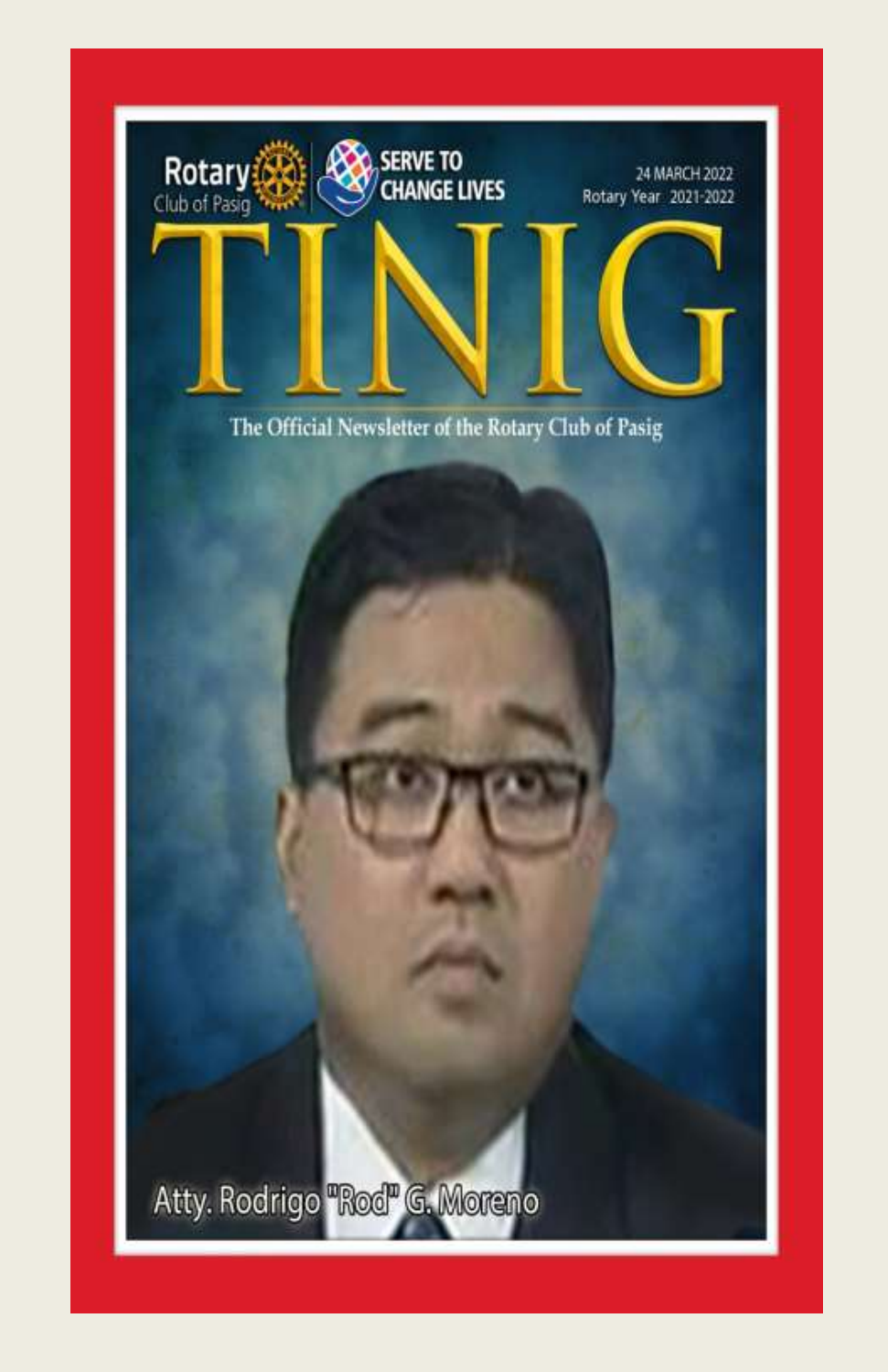Rotary Club of Pasig

SERVE TO CHANGE LIVES

24 MARCH 2022

Rotary Year 2021-2022

# TINIG

The Official Newsletter of the Rotary Club of Pasig

Atty. Rodrigo "Rod" G. Moreno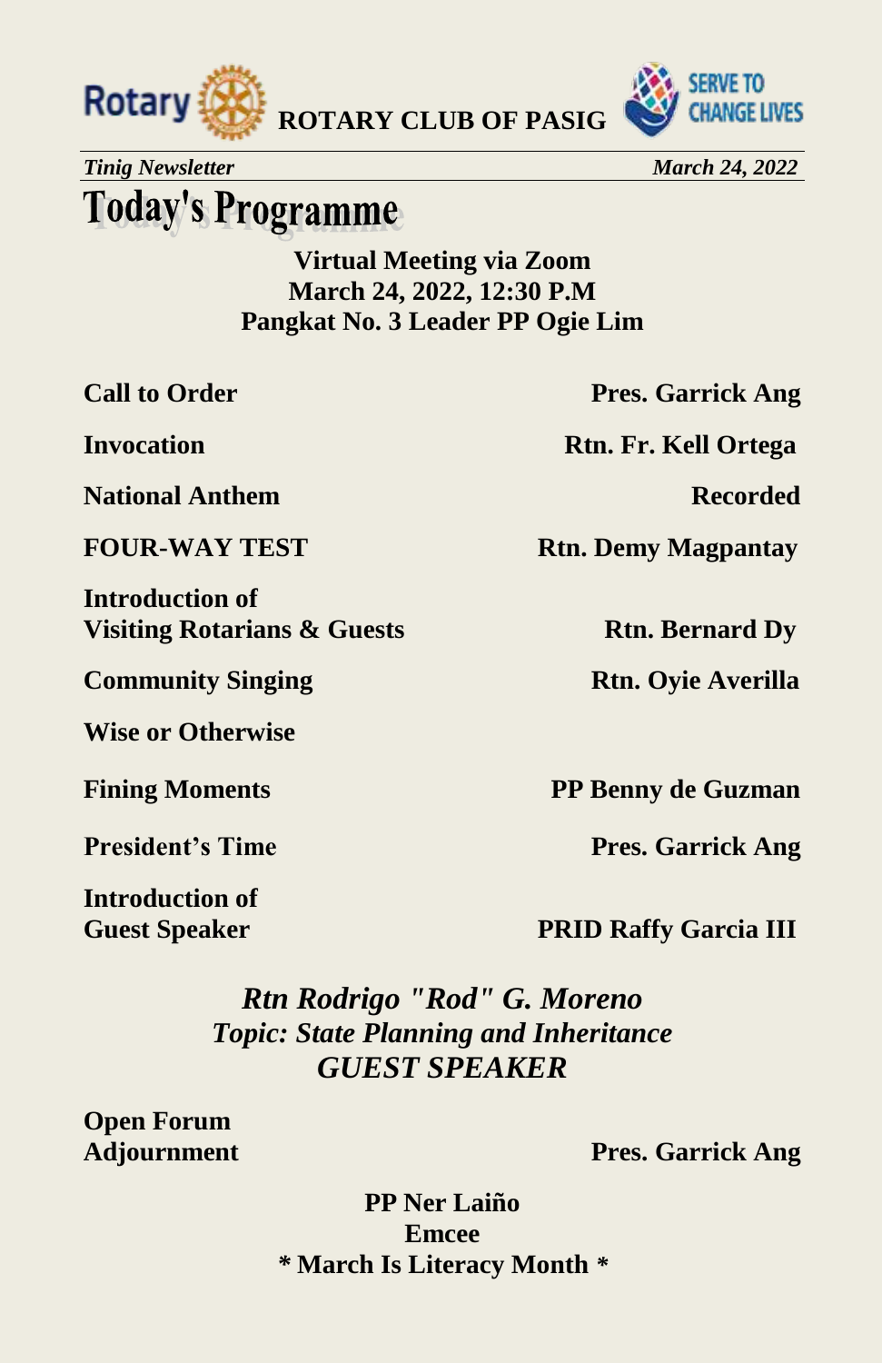**ROTARY CLUB OF PASIG**

*Tinig Newsletter* *March 24, 2022*

# Today's Programme

**Virtual Meeting via Zoom**
**March 24, 2022, 12:30 P.M**
**Pangkat No. 3 Leader PP Ogie Lim**

| | |
|---|---|
| **Call to Order** | **Pres. Garrick Ang** |
| **Invocation** | **Rtn. Fr. Kell Ortega** |
| **National Anthem** | **Recorded** |
| **FOUR-WAY TEST** | **Rtn. Demy Magpantay** |
| **Introduction of Visiting Rotarians & Guests** | **Rtn. Bernard Dy** |
| **Community Singing** | **Rtn. Oyie Averilla** |
| **Wise or Otherwise** | |
| **Fining Moments** | **PP Benny de Guzman** |
| **President's Time** | **Pres. Garrick Ang** |
| **Introduction of Guest Speaker** | **PRID Raffy Garcia III** |

***Rtn Rodrigo "Rod" G. Moreno***
***Topic: State Planning and Inheritance***
***GUEST SPEAKER***

| | |
|---|---|
| **Open Forum** | |
| **Adjournment** | **Pres. Garrick Ang** |

**PP Ner Laiño**
**Emcee**
**\* March Is Literacy Month \***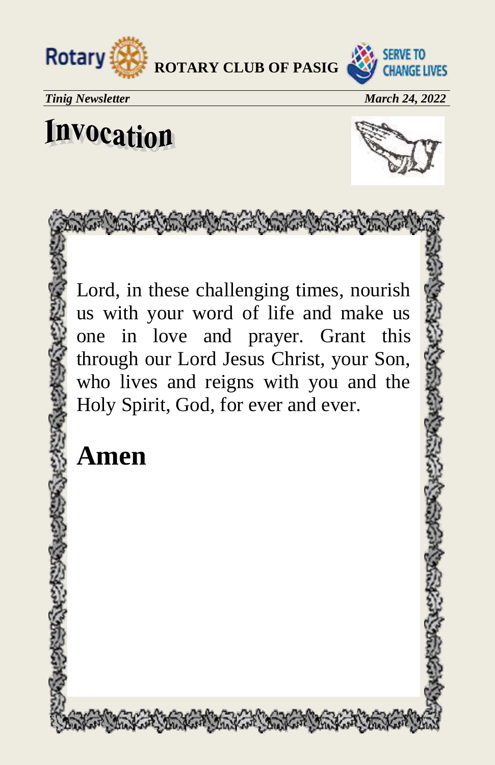# Invocation

Lord, in these challenging times, nourish us with your word of life and make us one in love and prayer. Grant this through our Lord Jesus Christ, your Son, who lives and reigns with you and the Holy Spirit, God, for ever and ever.

**Amen**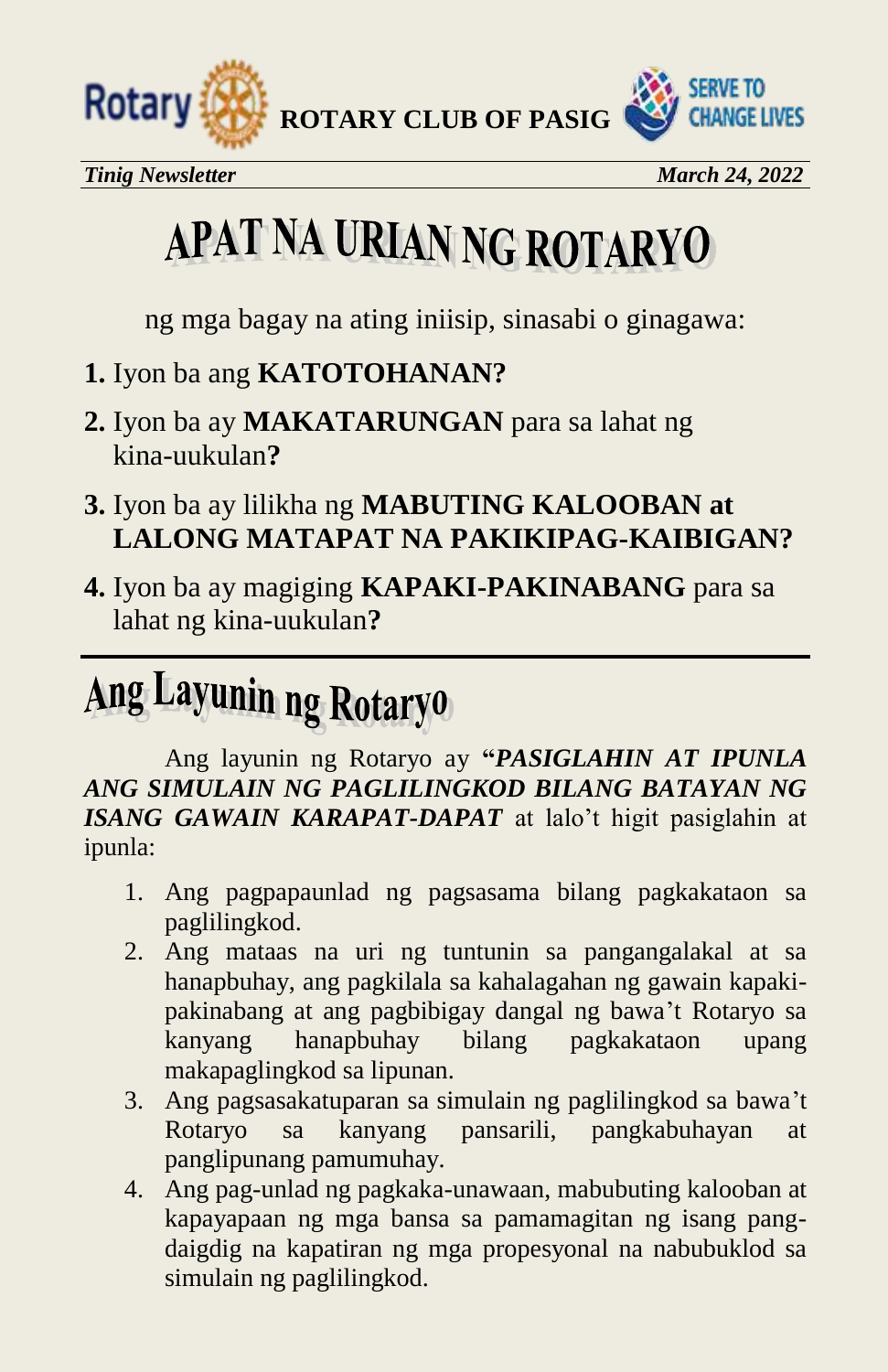# APAT NA URIAN NG ROTARYO

ng mga bagay na ating iniisip, sinasabi o ginagawa:

**1.** Iyon ba ang **KATOTOHANAN?**

**2.** Iyon ba ay **MAKATARUNGAN** para sa lahat ng kina-uukulan**?**

**3.** Iyon ba ay lilikha ng **MABUTING KALOOBAN at LALONG MATAPAT NA PAKIKIPAG-KAIBIGAN?**

**4.** Iyon ba ay magiging **KAPAKI-PAKINABANG** para sa lahat ng kina-uukulan**?**

---

# Ang Layunin ng Rotaryo

Ang layunin ng Rotaryo ay **"*PASIGLAHIN AT IPUNLA ANG SIMULAIN NG PAGLILINGKOD BILANG BATAYAN NG ISANG GAWAIN KARAPAT-DAPAT*** at lalo't higit pasiglahin at ipunla:

1. Ang pagpapaunlad ng pagsasama bilang pagkakataon sa paglilingkod.
2. Ang mataas na uri ng tuntunin sa pangangalakal at sa hanapbuhay, ang pagkilala sa kahalagahan ng gawain kapaki-pakinabang at ang pagbibigay dangal ng bawa't Rotaryo sa kanyang hanapbuhay bilang pagkakataon upang makapaglingkod sa lipunan.
3. Ang pagsasakatuparan sa simulain ng paglilingkod sa bawa't Rotaryo sa kanyang pansarili, pangkabuhayan at panglipunang pamumuhay.
4. Ang pag-unlad ng pagkaka-unawaan, mabubuting kalooban at kapayapaan ng mga bansa sa pamamagitan ng isang pang-daigdig na kapatiran ng mga propesyonal na nabubuklod sa simulain ng paglilingkod.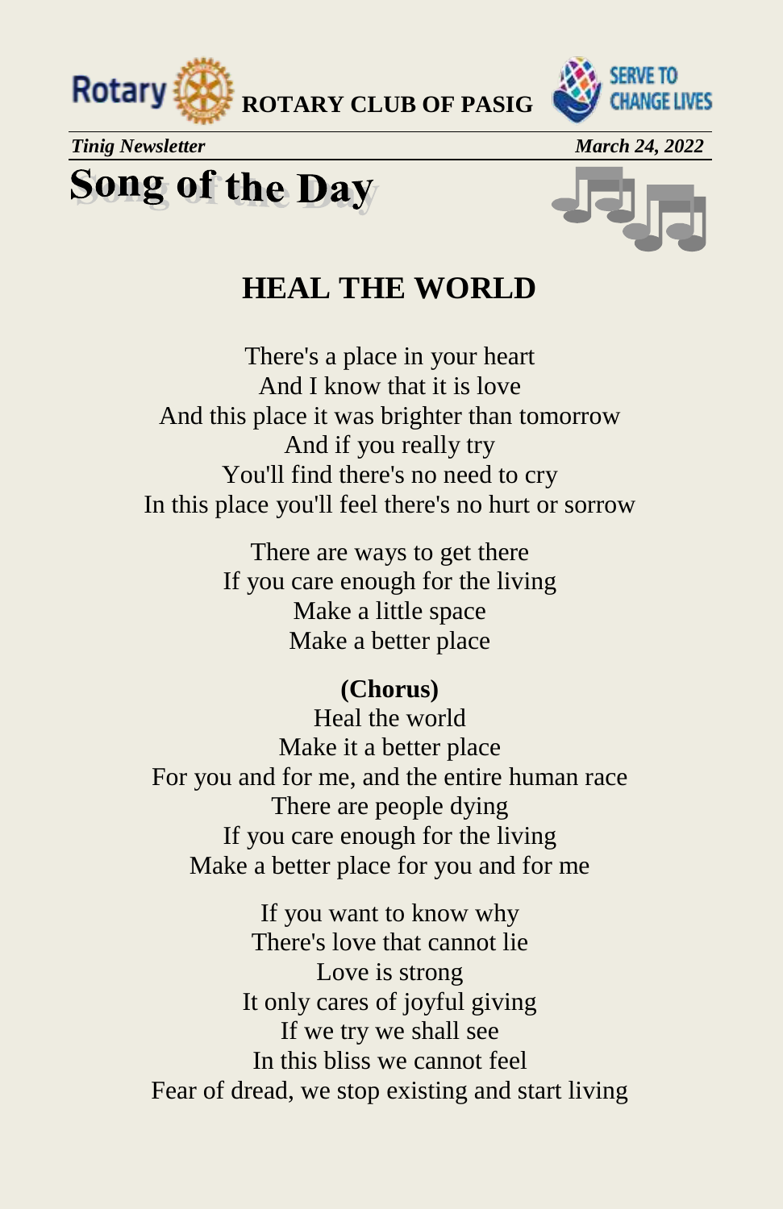ROTARY CLUB OF PASIG

*Tinig Newsletter* *March 24, 2022*

# Song of the Day

## HEAL THE WORLD

There's a place in your heart
And I know that it is love
And this place it was brighter than tomorrow
And if you really try
You'll find there's no need to cry
In this place you'll feel there's no hurt or sorrow

There are ways to get there
If you care enough for the living
Make a little space
Make a better place

**(Chorus)**
Heal the world
Make it a better place
For you and for me, and the entire human race
There are people dying
If you care enough for the living
Make a better place for you and for me

If you want to know why
There's love that cannot lie
Love is strong
It only cares of joyful giving
If we try we shall see
In this bliss we cannot feel
Fear of dread, we stop existing and start living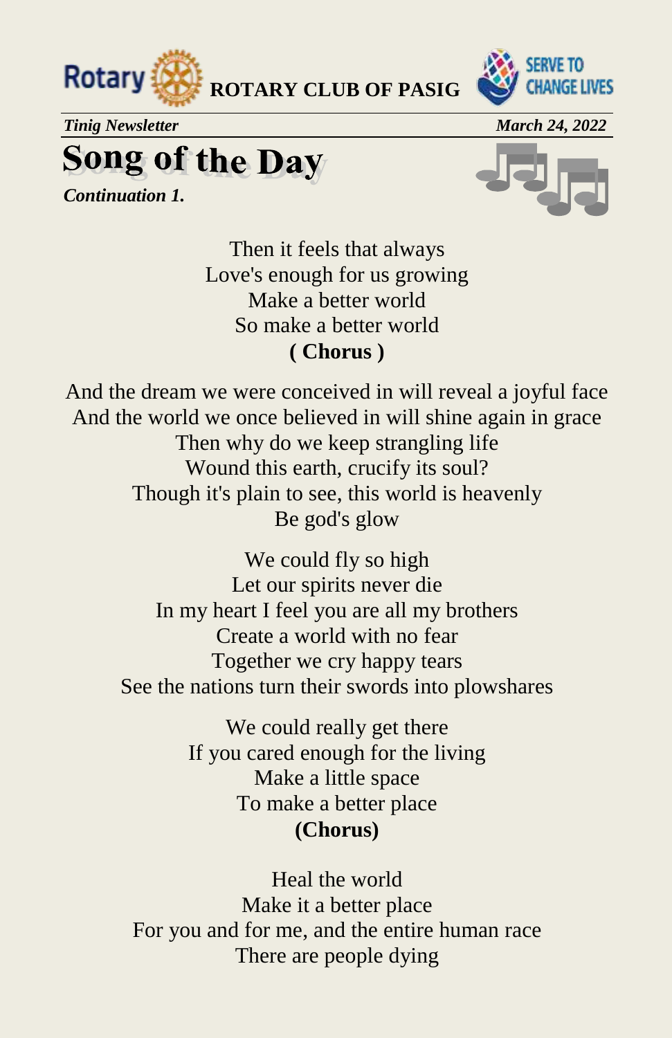# Song of the Day

***Continuation 1.***

Then it feels that always
Love's enough for us growing
Make a better world
So make a better world
**( Chorus )**

And the dream we were conceived in will reveal a joyful face
And the world we once believed in will shine again in grace
Then why do we keep strangling life
Wound this earth, crucify its soul?
Though it's plain to see, this world is heavenly
Be god's glow

We could fly so high
Let our spirits never die
In my heart I feel you are all my brothers
Create a world with no fear
Together we cry happy tears
See the nations turn their swords into plowshares

We could really get there
If you cared enough for the living
Make a little space
To make a better place
**(Chorus)**

Heal the world
Make it a better place
For you and for me, and the entire human race
There are people dying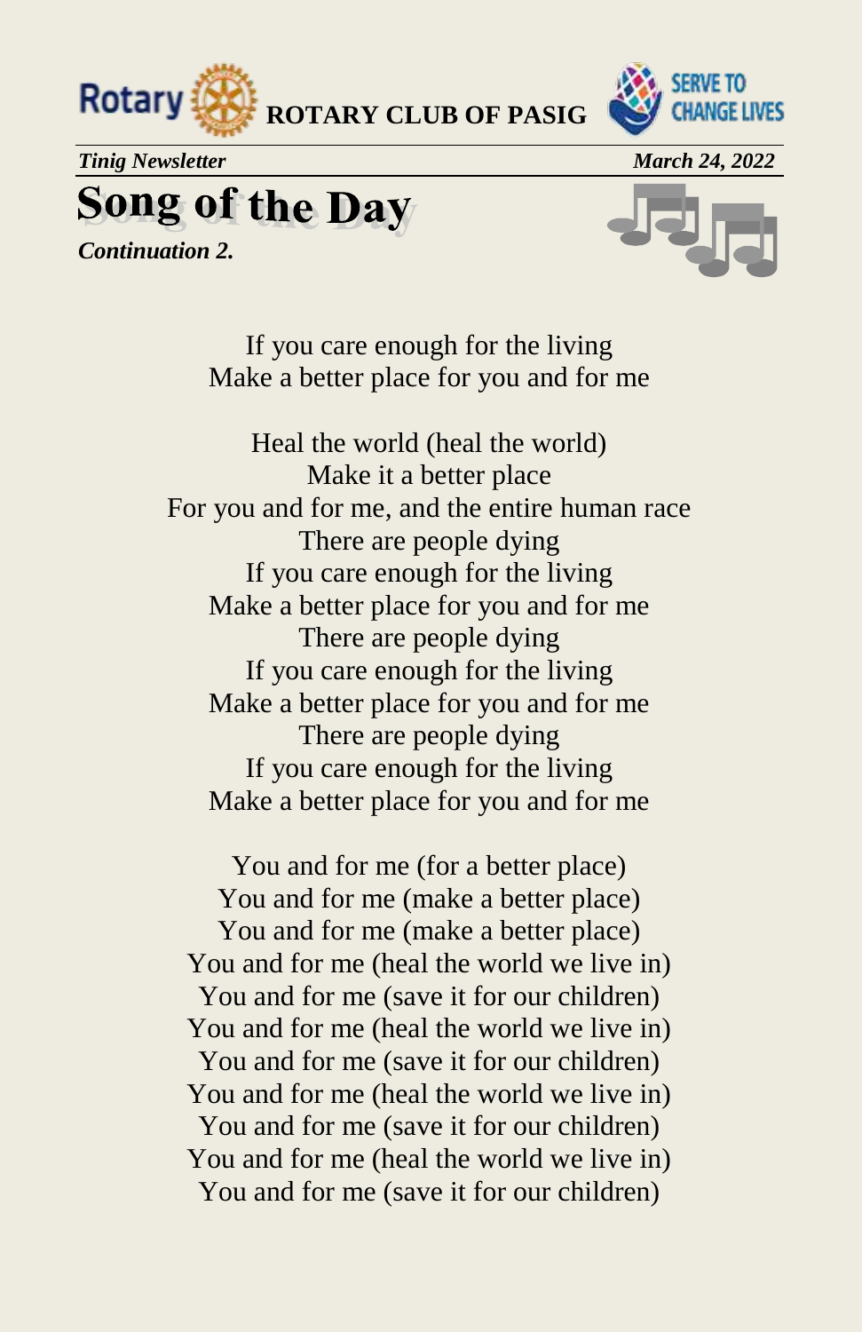# Song of the Day

***Continuation 2.***

If you care enough for the living
Make a better place for you and for me

Heal the world (heal the world)
Make it a better place
For you and for me, and the entire human race
There are people dying
If you care enough for the living
Make a better place for you and for me
There are people dying
If you care enough for the living
Make a better place for you and for me
There are people dying
If you care enough for the living
Make a better place for you and for me

You and for me (for a better place)
You and for me (make a better place)
You and for me (make a better place)
You and for me (heal the world we live in)
You and for me (save it for our children)
You and for me (heal the world we live in)
You and for me (save it for our children)
You and for me (heal the world we live in)
You and for me (save it for our children)
You and for me (heal the world we live in)
You and for me (save it for our children)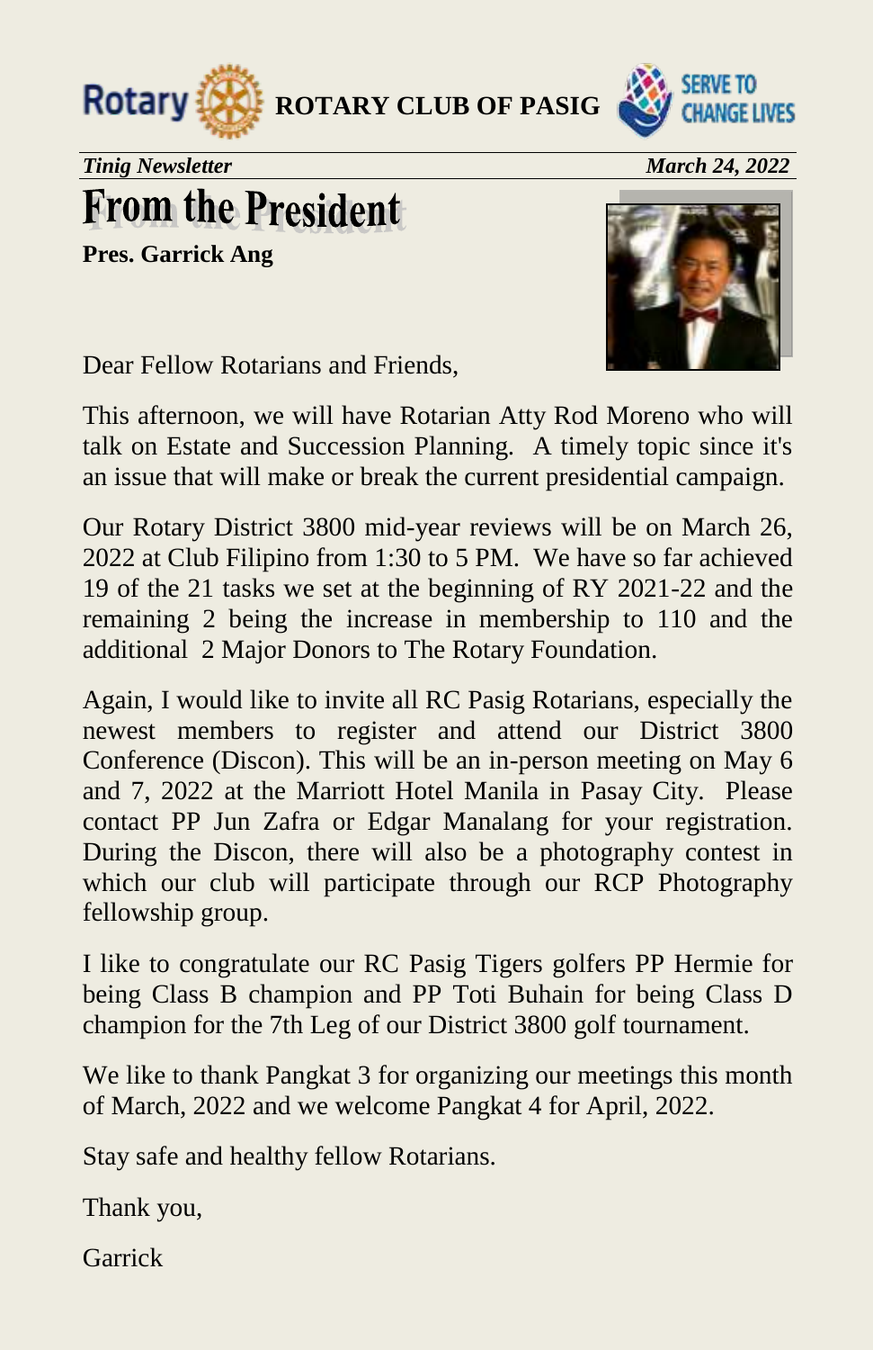**ROTARY CLUB OF PASIG**

*Tinig Newsletter* *March 24, 2022*

# From the President

**Pres. Garrick Ang**

Dear Fellow Rotarians and Friends,

This afternoon, we will have Rotarian Atty Rod Moreno who will talk on Estate and Succession Planning. A timely topic since it's an issue that will make or break the current presidential campaign.

Our Rotary District 3800 mid-year reviews will be on March 26, 2022 at Club Filipino from 1:30 to 5 PM. We have so far achieved 19 of the 21 tasks we set at the beginning of RY 2021-22 and the remaining 2 being the increase in membership to 110 and the additional 2 Major Donors to The Rotary Foundation.

Again, I would like to invite all RC Pasig Rotarians, especially the newest members to register and attend our District 3800 Conference (Discon). This will be an in-person meeting on May 6 and 7, 2022 at the Marriott Hotel Manila in Pasay City. Please contact PP Jun Zafra or Edgar Manalang for your registration. During the Discon, there will also be a photography contest in which our club will participate through our RCP Photography fellowship group.

I like to congratulate our RC Pasig Tigers golfers PP Hermie for being Class B champion and PP Toti Buhain for being Class D champion for the 7th Leg of our District 3800 golf tournament.

We like to thank Pangkat 3 for organizing our meetings this month of March, 2022 and we welcome Pangkat 4 for April, 2022.

Stay safe and healthy fellow Rotarians.

Thank you,

Garrick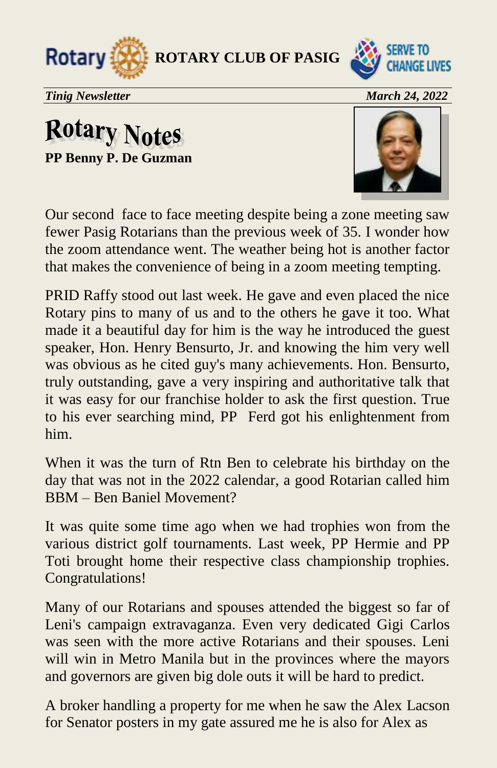# Rotary Notes

**PP Benny P. De Guzman**

Our second face to face meeting despite being a zone meeting saw fewer Pasig Rotarians than the previous week of 35. I wonder how the zoom attendance went. The weather being hot is another factor that makes the convenience of being in a zoom meeting tempting.

PRID Raffy stood out last week. He gave and even placed the nice Rotary pins to many of us and to the others he gave it too. What made it a beautiful day for him is the way he introduced the guest speaker, Hon. Henry Bensurto, Jr. and knowing the him very well was obvious as he cited guy's many achievements. Hon. Bensurto, truly outstanding, gave a very inspiring and authoritative talk that it was easy for our franchise holder to ask the first question. True to his ever searching mind, PP Ferd got his enlightenment from him.

When it was the turn of Rtn Ben to celebrate his birthday on the day that was not in the 2022 calendar, a good Rotarian called him BBM – Ben Baniel Movement?

It was quite some time ago when we had trophies won from the various district golf tournaments. Last week, PP Hermie and PP Toti brought home their respective class championship trophies. Congratulations!

Many of our Rotarians and spouses attended the biggest so far of Leni's campaign extravaganza. Even very dedicated Gigi Carlos was seen with the more active Rotarians and their spouses. Leni will win in Metro Manila but in the provinces where the mayors and governors are given big dole outs it will be hard to predict.

A broker handling a property for me when he saw the Alex Lacson for Senator posters in my gate assured me he is also for Alex as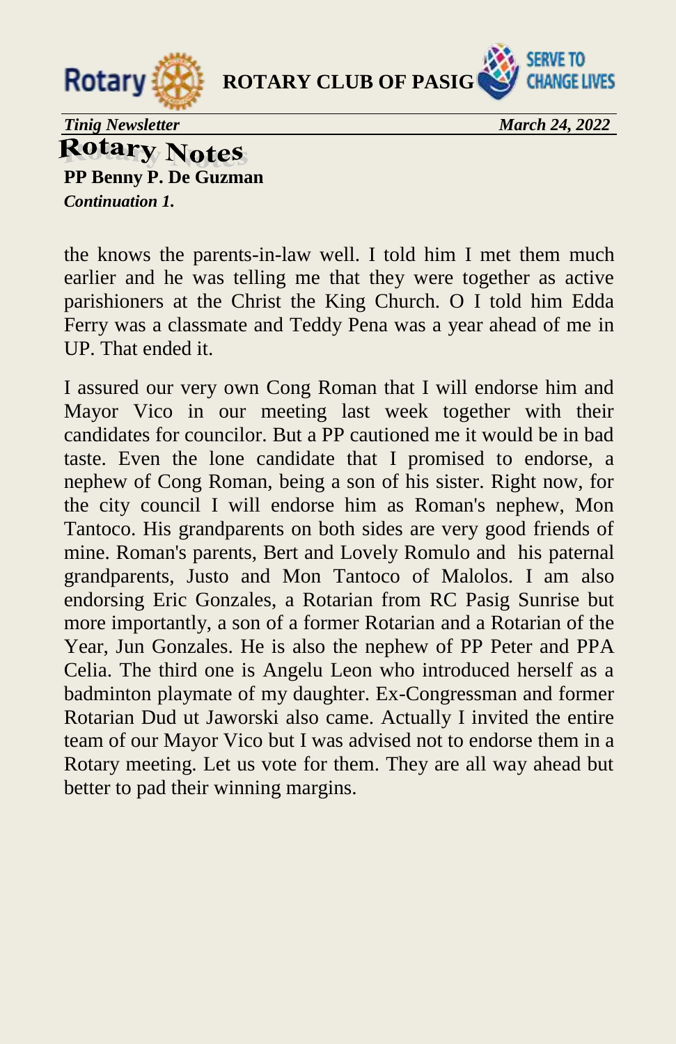## Rotary Notes

**PP Benny P. De Guzman**

***Continuation 1.***

the knows the parents-in-law well. I told him I met them much earlier and he was telling me that they were together as active parishioners at the Christ the King Church. O I told him Edda Ferry was a classmate and Teddy Pena was a year ahead of me in UP. That ended it.

I assured our very own Cong Roman that I will endorse him and Mayor Vico in our meeting last week together with their candidates for councilor. But a PP cautioned me it would be in bad taste. Even the lone candidate that I promised to endorse, a nephew of Cong Roman, being a son of his sister. Right now, for the city council I will endorse him as Roman's nephew, Mon Tantoco. His grandparents on both sides are very good friends of mine. Roman's parents, Bert and Lovely Romulo and his paternal grandparents, Justo and Mon Tantoco of Malolos. I am also endorsing Eric Gonzales, a Rotarian from RC Pasig Sunrise but more importantly, a son of a former Rotarian and a Rotarian of the Year, Jun Gonzales. He is also the nephew of PP Peter and PPA Celia. The third one is Angelu Leon who introduced herself as a badminton playmate of my daughter. Ex-Congressman and former Rotarian Dud ut Jaworski also came. Actually I invited the entire team of our Mayor Vico but I was advised not to endorse them in a Rotary meeting. Let us vote for them. They are all way ahead but better to pad their winning margins.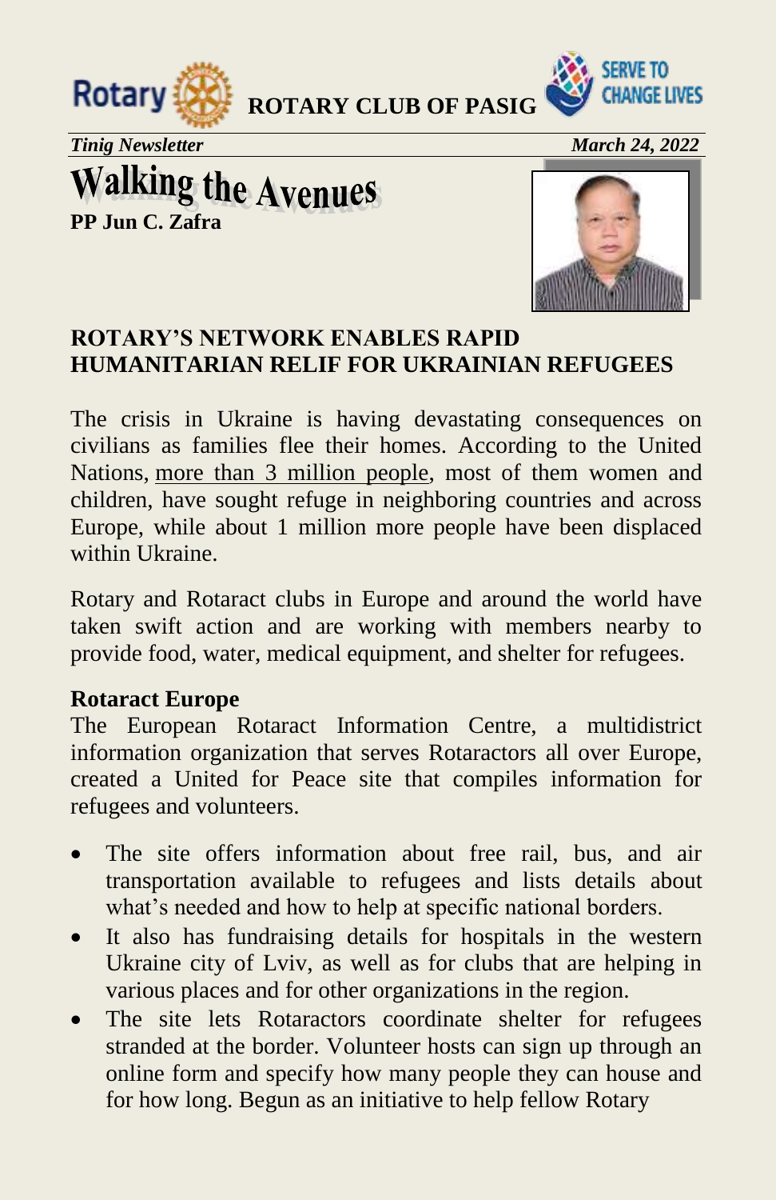# Walking the Avenues

**PP Jun C. Zafra**

## ROTARY'S NETWORK ENABLES RAPID HUMANITARIAN RELIF FOR UKRAINIAN REFUGEES

The crisis in Ukraine is having devastating consequences on civilians as families flee their homes. According to the United Nations, more than 3 million people, most of them women and children, have sought refuge in neighboring countries and across Europe, while about 1 million more people have been displaced within Ukraine.

Rotary and Rotaract clubs in Europe and around the world have taken swift action and are working with members nearby to provide food, water, medical equipment, and shelter for refugees.

**Rotaract Europe**

The European Rotaract Information Centre, a multidistrict information organization that serves Rotaractors all over Europe, created a United for Peace site that compiles information for refugees and volunteers.

- The site offers information about free rail, bus, and air transportation available to refugees and lists details about what's needed and how to help at specific national borders.
- It also has fundraising details for hospitals in the western Ukraine city of Lviv, as well as for clubs that are helping in various places and for other organizations in the region.
- The site lets Rotaractors coordinate shelter for refugees stranded at the border. Volunteer hosts can sign up through an online form and specify how many people they can house and for how long. Begun as an initiative to help fellow Rotary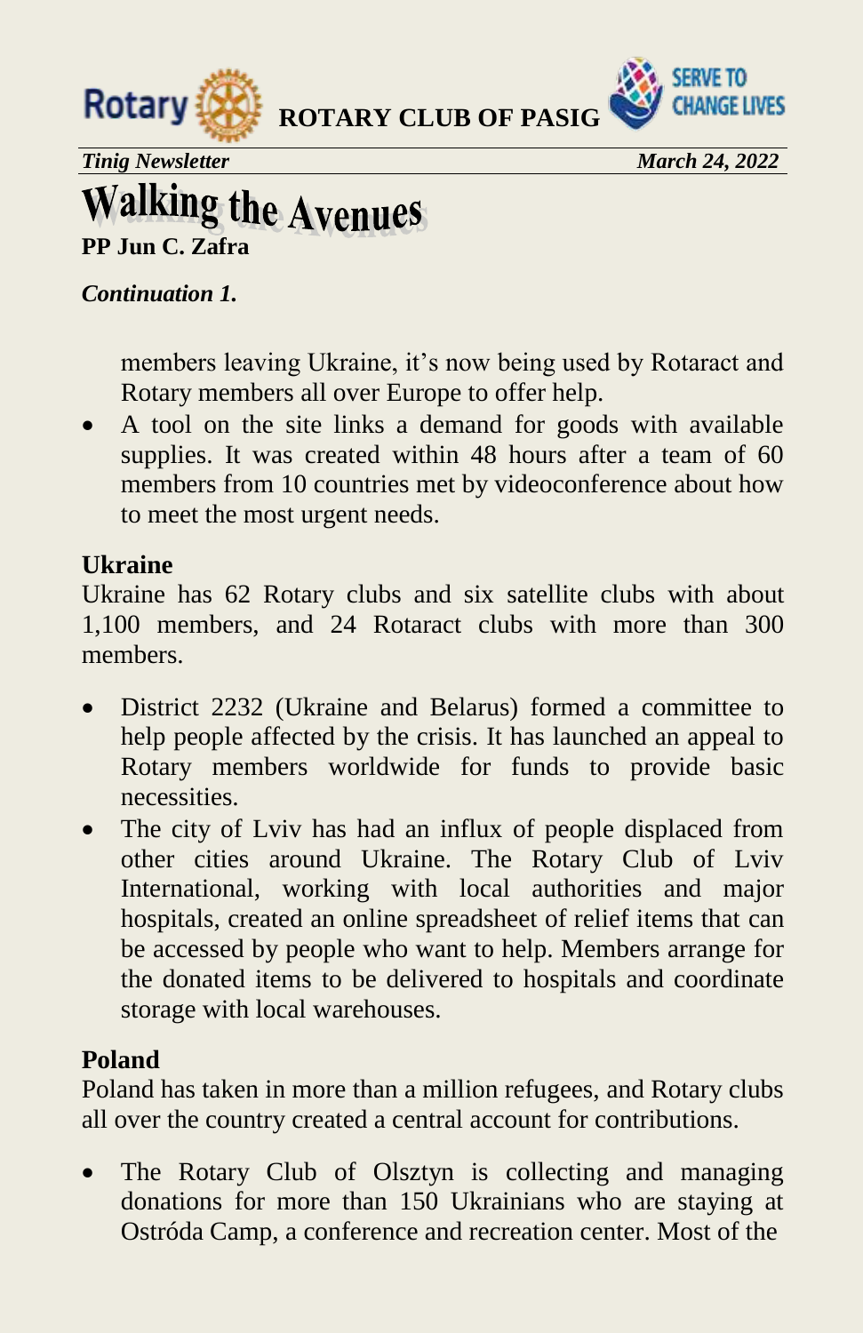# Walking the Avenues

**PP Jun C. Zafra**

***Continuation 1.***

members leaving Ukraine, it's now being used by Rotaract and Rotary members all over Europe to offer help.

- A tool on the site links a demand for goods with available supplies. It was created within 48 hours after a team of 60 members from 10 countries met by videoconference about how to meet the most urgent needs.

## Ukraine

Ukraine has 62 Rotary clubs and six satellite clubs with about 1,100 members, and 24 Rotaract clubs with more than 300 members.

- District 2232 (Ukraine and Belarus) formed a committee to help people affected by the crisis. It has launched an appeal to Rotary members worldwide for funds to provide basic necessities.
- The city of Lviv has had an influx of people displaced from other cities around Ukraine. The Rotary Club of Lviv International, working with local authorities and major hospitals, created an online spreadsheet of relief items that can be accessed by people who want to help. Members arrange for the donated items to be delivered to hospitals and coordinate storage with local warehouses.

## Poland

Poland has taken in more than a million refugees, and Rotary clubs all over the country created a central account for contributions.

- The Rotary Club of Olsztyn is collecting and managing donations for more than 150 Ukrainians who are staying at Ostróda Camp, a conference and recreation center. Most of the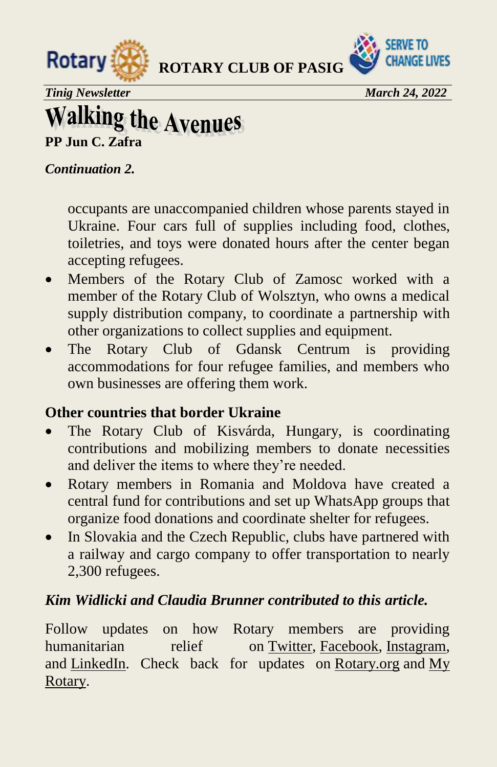# Walking the Avenues

**PP Jun C. Zafra**

*Continuation 2.*

occupants are unaccompanied children whose parents stayed in Ukraine. Four cars full of supplies including food, clothes, toiletries, and toys were donated hours after the center began accepting refugees.

- Members of the Rotary Club of Zamosc worked with a member of the Rotary Club of Wolsztyn, who owns a medical supply distribution company, to coordinate a partnership with other organizations to collect supplies and equipment.
- The Rotary Club of Gdansk Centrum is providing accommodations for four refugee families, and members who own businesses are offering them work.

**Other countries that border Ukraine**

- The Rotary Club of Kisvárda, Hungary, is coordinating contributions and mobilizing members to donate necessities and deliver the items to where they're needed.
- Rotary members in Romania and Moldova have created a central fund for contributions and set up WhatsApp groups that organize food donations and coordinate shelter for refugees.
- In Slovakia and the Czech Republic, clubs have partnered with a railway and cargo company to offer transportation to nearly 2,300 refugees.

***Kim Widlicki and Claudia Brunner contributed to this article.***

Follow updates on how Rotary members are providing humanitarian relief on Twitter, Facebook, Instagram, and LinkedIn. Check back for updates on Rotary.org and My Rotary.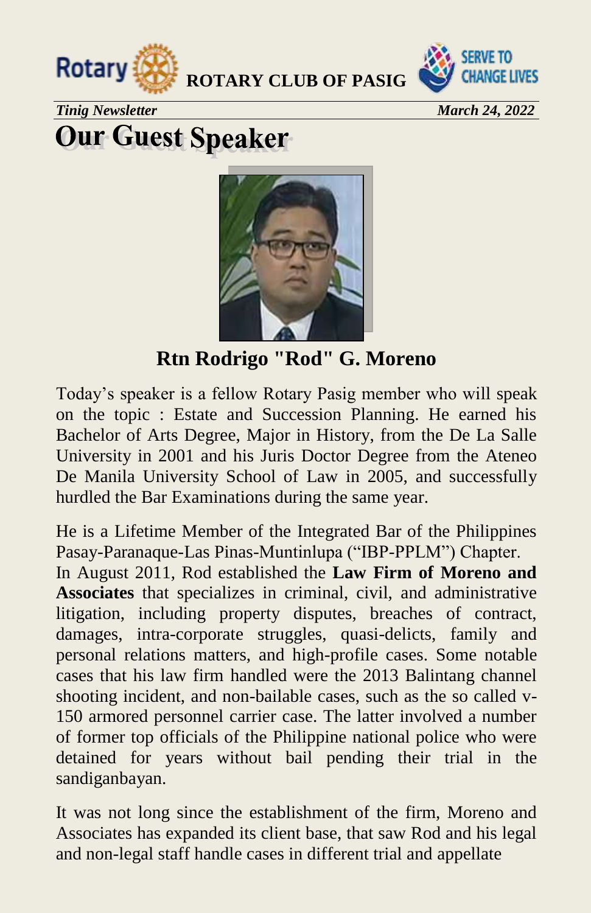# Our Guest Speaker

**Rtn Rodrigo "Rod" G. Moreno**

Today's speaker is a fellow Rotary Pasig member who will speak on the topic : Estate and Succession Planning. He earned his Bachelor of Arts Degree, Major in History, from the De La Salle University in 2001 and his Juris Doctor Degree from the Ateneo De Manila University School of Law in 2005, and successfully hurdled the Bar Examinations during the same year.

He is a Lifetime Member of the Integrated Bar of the Philippines Pasay-Paranaque-Las Pinas-Muntinlupa ("IBP-PPLM") Chapter. In August 2011, Rod established the **Law Firm of Moreno and Associates** that specializes in criminal, civil, and administrative litigation, including property disputes, breaches of contract, damages, intra-corporate struggles, quasi-delicts, family and personal relations matters, and high-profile cases. Some notable cases that his law firm handled were the 2013 Balintang channel shooting incident, and non-bailable cases, such as the so called v-150 armored personnel carrier case. The latter involved a number of former top officials of the Philippine national police who were detained for years without bail pending their trial in the sandiganbayan.

It was not long since the establishment of the firm, Moreno and Associates has expanded its client base, that saw Rod and his legal and non-legal staff handle cases in different trial and appellate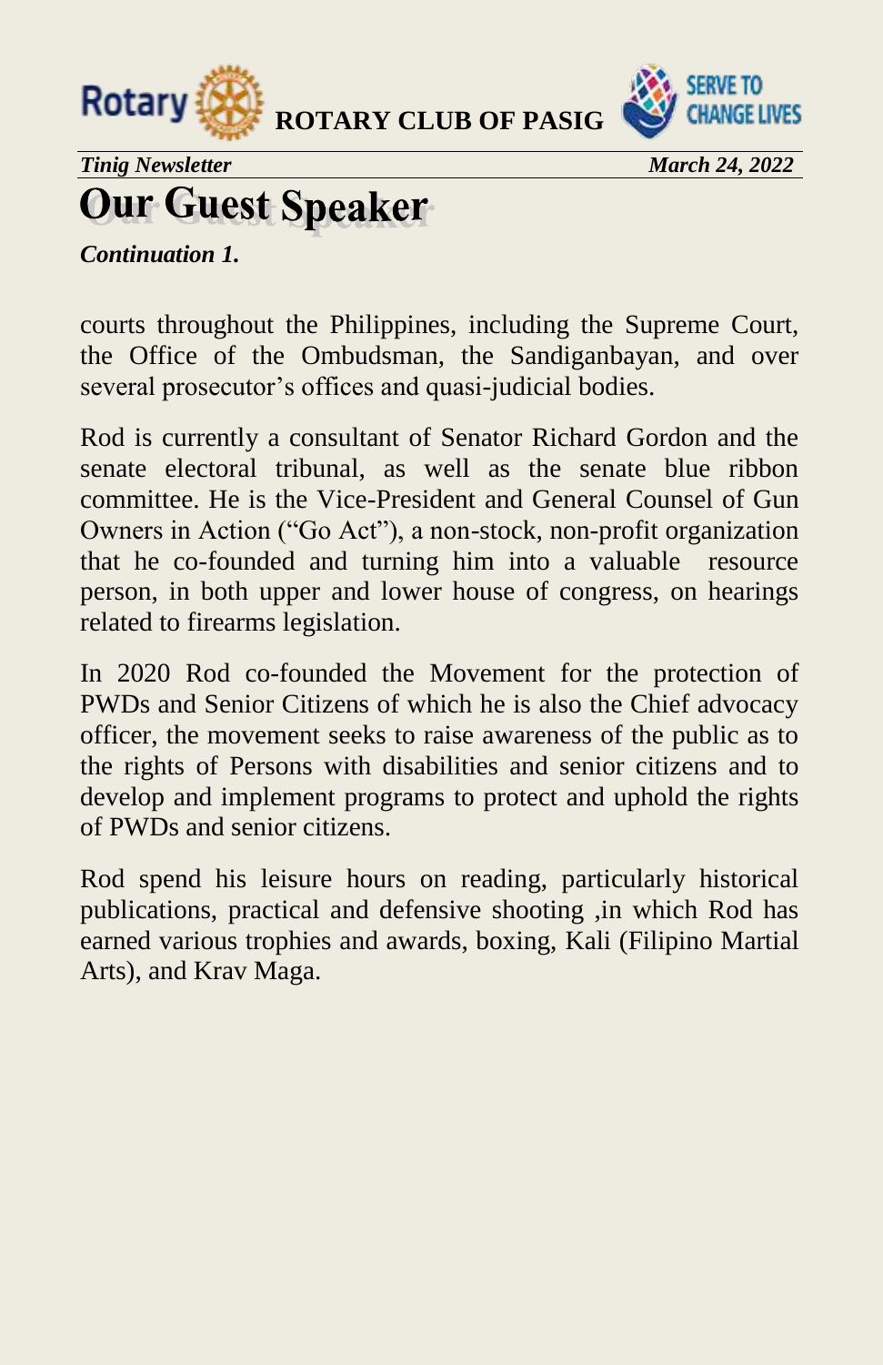# Our Guest Speaker

***Continuation 1.***

courts throughout the Philippines, including the Supreme Court, the Office of the Ombudsman, the Sandiganbayan, and over several prosecutor's offices and quasi-judicial bodies.

Rod is currently a consultant of Senator Richard Gordon and the senate electoral tribunal, as well as the senate blue ribbon committee. He is the Vice-President and General Counsel of Gun Owners in Action ("Go Act"), a non-stock, non-profit organization that he co-founded and turning him into a valuable resource person, in both upper and lower house of congress, on hearings related to firearms legislation.

In 2020 Rod co-founded the Movement for the protection of PWDs and Senior Citizens of which he is also the Chief advocacy officer, the movement seeks to raise awareness of the public as to the rights of Persons with disabilities and senior citizens and to develop and implement programs to protect and uphold the rights of PWDs and senior citizens.

Rod spend his leisure hours on reading, particularly historical publications, practical and defensive shooting ,in which Rod has earned various trophies and awards, boxing, Kali (Filipino Martial Arts), and Krav Maga.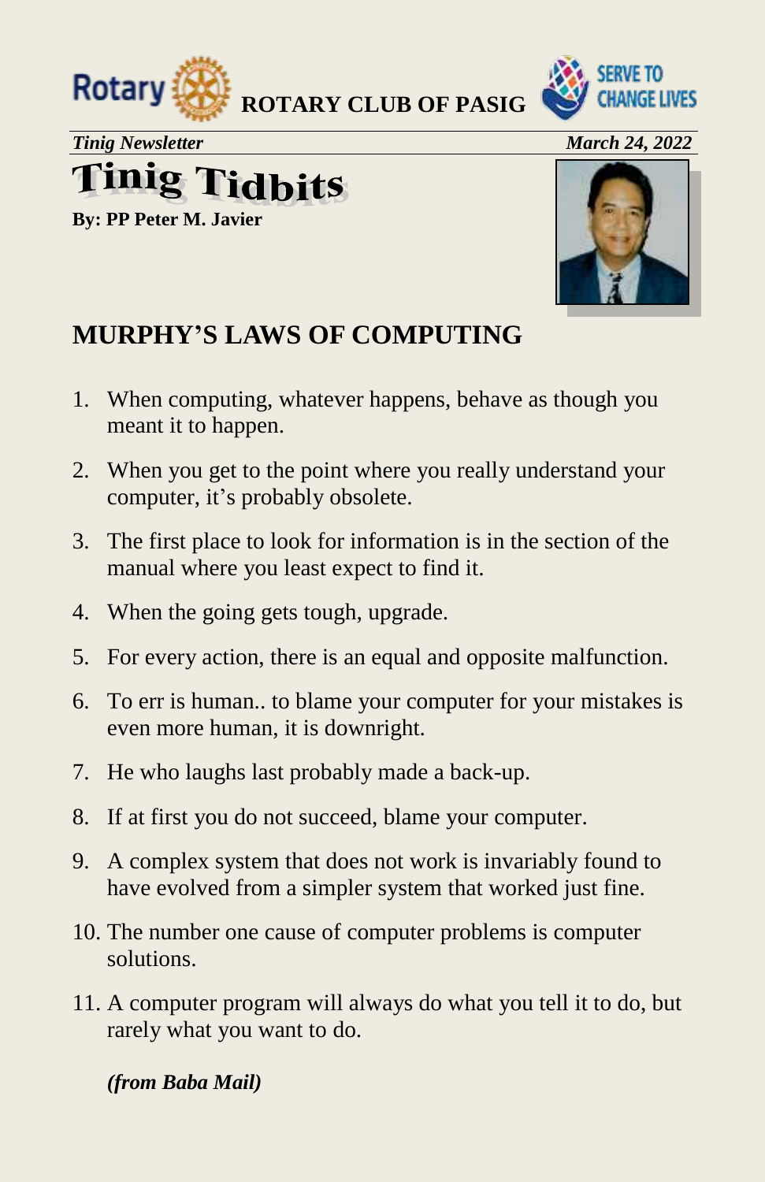**ROTARY CLUB OF PASIG**

*Tinig Newsletter* *March 24, 2022*

# Tinig Tidbits

**By: PP Peter M. Javier**

## MURPHY'S LAWS OF COMPUTING

1. When computing, whatever happens, behave as though you meant it to happen.
2. When you get to the point where you really understand your computer, it's probably obsolete.
3. The first place to look for information is in the section of the manual where you least expect to find it.
4. When the going gets tough, upgrade.
5. For every action, there is an equal and opposite malfunction.
6. To err is human.. to blame your computer for your mistakes is even more human, it is downright.
7. He who laughs last probably made a back-up.
8. If at first you do not succeed, blame your computer.
9. A complex system that does not work is invariably found to have evolved from a simpler system that worked just fine.
10. The number one cause of computer problems is computer solutions.
11. A computer program will always do what you tell it to do, but rarely what you want to do.

***(from Baba Mail)***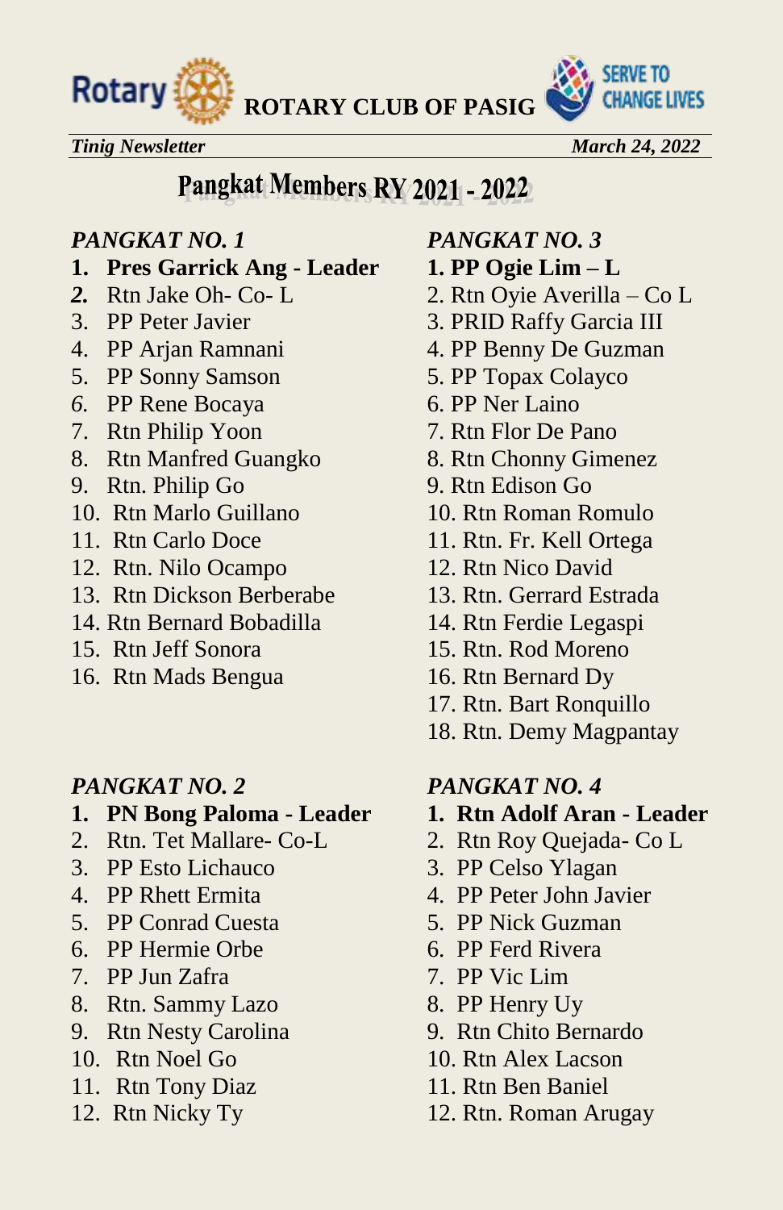# Pangkat Members RY 2021 - 2022

*PANGKAT NO. 1*

1. **Pres Garrick Ang - Leader**
2. Rtn Jake Oh- Co- L
3. PP Peter Javier
4. PP Arjan Ramnani
5. PP Sonny Samson
6. PP Rene Bocaya
7. Rtn Philip Yoon
8. Rtn Manfred Guangko
9. Rtn. Philip Go
10. Rtn Marlo Guillano
11. Rtn Carlo Doce
12. Rtn. Nilo Ocampo
13. Rtn Dickson Berberabe
14. Rtn Bernard Bobadilla
15. Rtn Jeff Sonora
16. Rtn Mads Bengua

*PANGKAT NO. 2*

1. **PN Bong Paloma - Leader**
2. Rtn. Tet Mallare- Co-L
3. PP Esto Lichauco
4. PP Rhett Ermita
5. PP Conrad Cuesta
6. PP Hermie Orbe
7. PP Jun Zafra
8. Rtn. Sammy Lazo
9. Rtn Nesty Carolina
10. Rtn Noel Go
11. Rtn Tony Diaz
12. Rtn Nicky Ty

*PANGKAT NO. 3*

1. **PP Ogie Lim – L**
2. Rtn Oyie Averilla – Co L
3. PRID Raffy Garcia III
4. PP Benny De Guzman
5. PP Topax Colayco
6. PP Ner Laino
7. Rtn Flor De Pano
8. Rtn Chonny Gimenez
9. Rtn Edison Go
10. Rtn Roman Romulo
11. Rtn. Fr. Kell Ortega
12. Rtn Nico David
13. Rtn. Gerrard Estrada
14. Rtn Ferdie Legaspi
15. Rtn. Rod Moreno
16. Rtn Bernard Dy
17. Rtn. Bart Ronquillo
18. Rtn. Demy Magpantay

*PANGKAT NO. 4*

1. **Rtn Adolf Aran - Leader**
2. Rtn Roy Quejada- Co L
3. PP Celso Ylagan
4. PP Peter John Javier
5. PP Nick Guzman
6. PP Ferd Rivera
7. PP Vic Lim
8. PP Henry Uy
9. Rtn Chito Bernardo
10. Rtn Alex Lacson
11. Rtn Ben Baniel
12. Rtn. Roman Arugay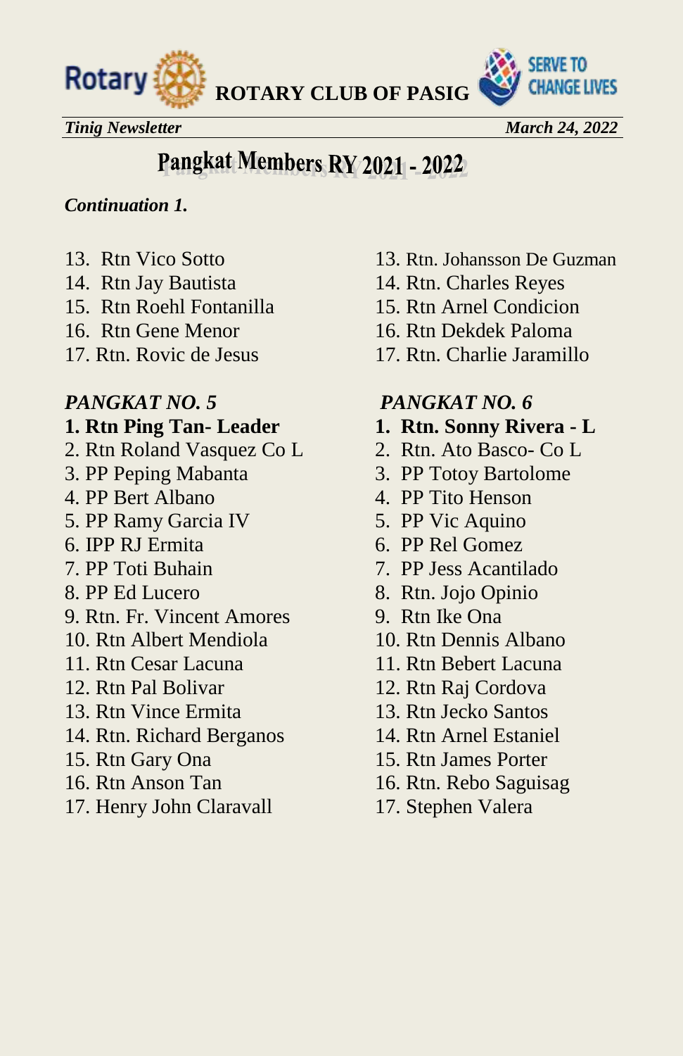# Pangkat Members RY 2021 - 2022

***Continuation 1.***

13. Rtn Vico Sotto
14. Rtn Jay Bautista
15. Rtn Roehl Fontanilla
16. Rtn Gene Menor
17. Rtn. Rovic de Jesus

13. Rtn. Johansson De Guzman
14. Rtn. Charles Reyes
15. Rtn Arnel Condicion
16. Rtn Dekdek Paloma
17. Rtn. Charlie Jaramillo

***PANGKAT NO. 5***

1. **Rtn Ping Tan- Leader**
2. Rtn Roland Vasquez Co L
3. PP Peping Mabanta
4. PP Bert Albano
5. PP Ramy Garcia IV
6. IPP RJ Ermita
7. PP Toti Buhain
8. PP Ed Lucero
9. Rtn. Fr. Vincent Amores
10. Rtn Albert Mendiola
11. Rtn Cesar Lacuna
12. Rtn Pal Bolivar
13. Rtn Vince Ermita
14. Rtn. Richard Berganos
15. Rtn Gary Ona
16. Rtn Anson Tan
17. Henry John Claravall

***PANGKAT NO. 6***

1. **Rtn. Sonny Rivera - L**
2. Rtn. Ato Basco- Co L
3. PP Totoy Bartolome
4. PP Tito Henson
5. PP Vic Aquino
6. PP Rel Gomez
7. PP Jess Acantilado
8. Rtn. Jojo Opinio
9. Rtn Ike Ona
10. Rtn Dennis Albano
11. Rtn Bebert Lacuna
12. Rtn Raj Cordova
13. Rtn Jecko Santos
14. Rtn Arnel Estaniel
15. Rtn James Porter
16. Rtn. Rebo Saguisag
17. Stephen Valera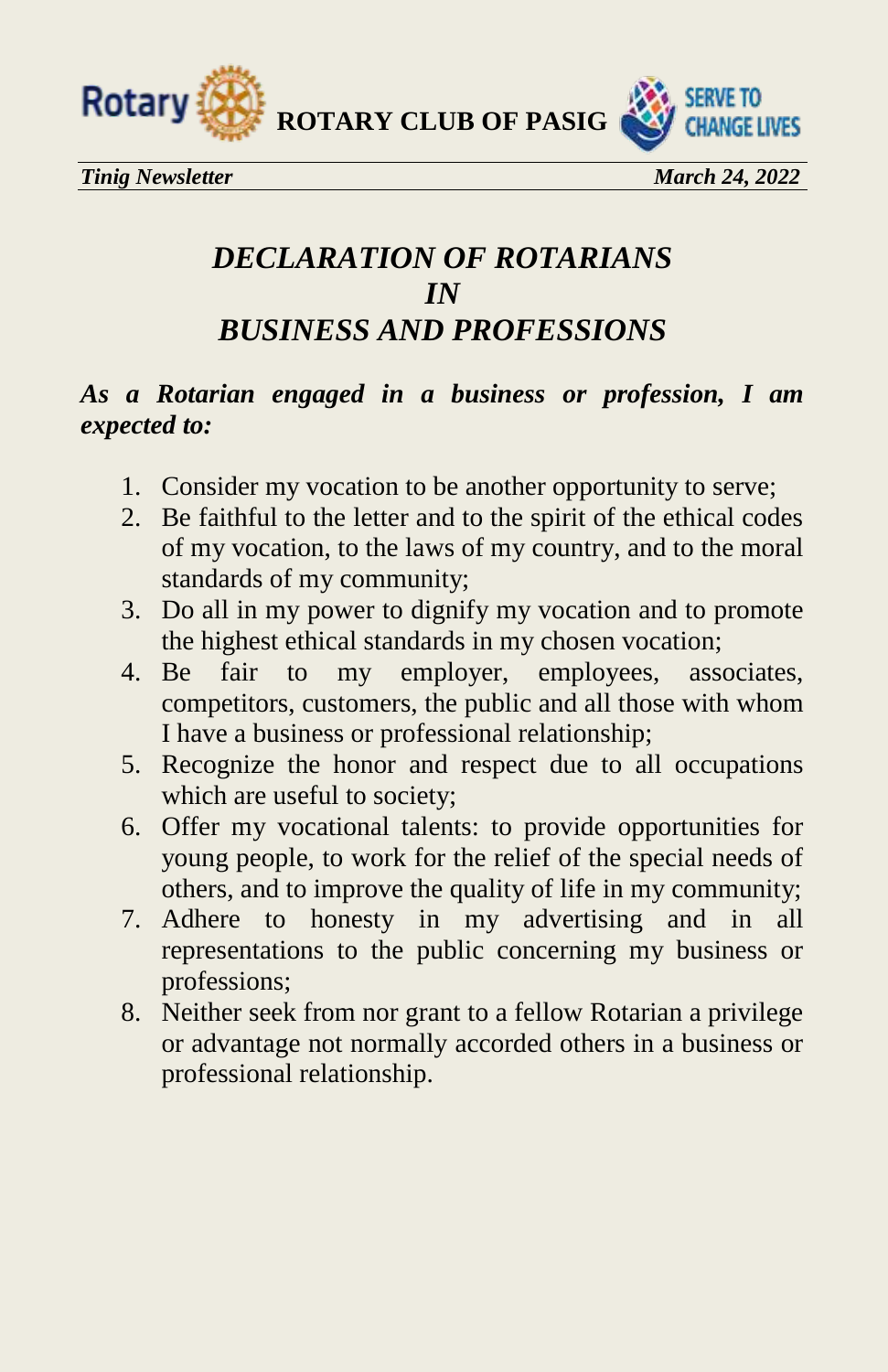# *DECLARATION OF ROTARIANS IN BUSINESS AND PROFESSIONS*

***As a Rotarian engaged in a business or profession, I am expected to:***

1. Consider my vocation to be another opportunity to serve;
2. Be faithful to the letter and to the spirit of the ethical codes of my vocation, to the laws of my country, and to the moral standards of my community;
3. Do all in my power to dignify my vocation and to promote the highest ethical standards in my chosen vocation;
4. Be fair to my employer, employees, associates, competitors, customers, the public and all those with whom I have a business or professional relationship;
5. Recognize the honor and respect due to all occupations which are useful to society;
6. Offer my vocational talents: to provide opportunities for young people, to work for the relief of the special needs of others, and to improve the quality of life in my community;
7. Adhere to honesty in my advertising and in all representations to the public concerning my business or professions;
8. Neither seek from nor grant to a fellow Rotarian a privilege or advantage not normally accorded others in a business or professional relationship.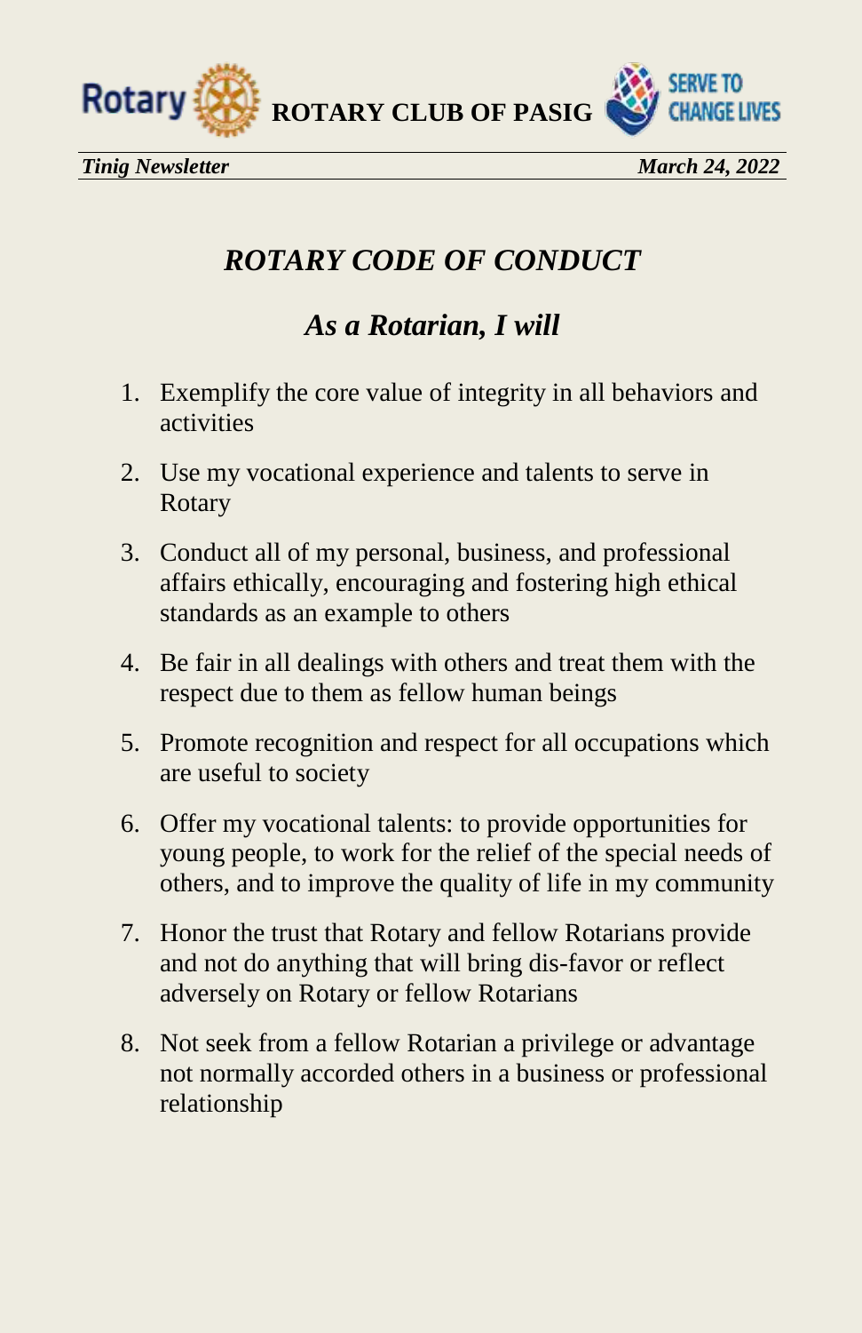# *ROTARY CODE OF CONDUCT*

## *As a Rotarian, I will*

1. Exemplify the core value of integrity in all behaviors and activities
2. Use my vocational experience and talents to serve in Rotary
3. Conduct all of my personal, business, and professional affairs ethically, encouraging and fostering high ethical standards as an example to others
4. Be fair in all dealings with others and treat them with the respect due to them as fellow human beings
5. Promote recognition and respect for all occupations which are useful to society
6. Offer my vocational talents: to provide opportunities for young people, to work for the relief of the special needs of others, and to improve the quality of life in my community
7. Honor the trust that Rotary and fellow Rotarians provide and not do anything that will bring dis-favor or reflect adversely on Rotary or fellow Rotarians
8. Not seek from a fellow Rotarian a privilege or advantage not normally accorded others in a business or professional relationship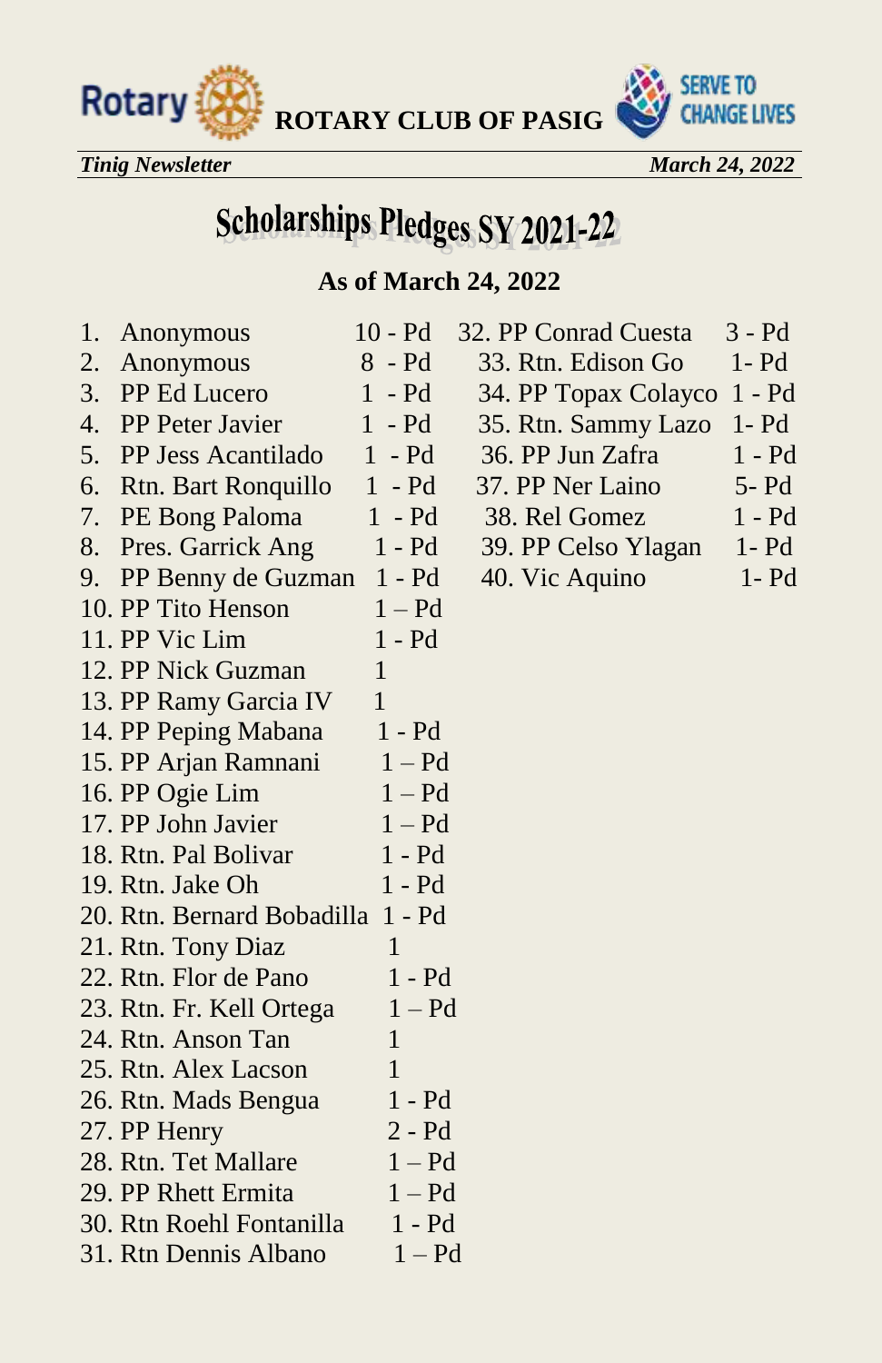# Scholarships Pledges SY 2021-22

**As of March 24, 2022**

1. Anonymous 10 - Pd
2. Anonymous 8 - Pd
3. PP Ed Lucero 1 - Pd
4. PP Peter Javier 1 - Pd
5. PP Jess Acantilado 1 - Pd
6. Rtn. Bart Ronquillo 1 - Pd
7. PE Bong Paloma 1 - Pd
8. Pres. Garrick Ang 1 - Pd
9. PP Benny de Guzman 1 - Pd
10. PP Tito Henson 1 – Pd
11. PP Vic Lim 1 - Pd
12. PP Nick Guzman 1
13. PP Ramy Garcia IV 1
14. PP Peping Mabana 1 - Pd
15. PP Arjan Ramnani 1 – Pd
16. PP Ogie Lim 1 – Pd
17. PP John Javier 1 – Pd
18. Rtn. Pal Bolivar 1 - Pd
19. Rtn. Jake Oh 1 - Pd
20. Rtn. Bernard Bobadilla 1 - Pd
21. Rtn. Tony Diaz 1
22. Rtn. Flor de Pano 1 - Pd
23. Rtn. Fr. Kell Ortega 1 – Pd
24. Rtn. Anson Tan 1
25. Rtn. Alex Lacson 1
26. Rtn. Mads Bengua 1 - Pd
27. PP Henry 2 - Pd
28. Rtn. Tet Mallare 1 – Pd
29. PP Rhett Ermita 1 – Pd
30. Rtn Roehl Fontanilla 1 - Pd
31. Rtn Dennis Albano 1 – Pd
32. PP Conrad Cuesta 3 - Pd
33. Rtn. Edison Go 1- Pd
34. PP Topax Colayco 1 - Pd
35. Rtn. Sammy Lazo 1- Pd
36. PP Jun Zafra 1 - Pd
37. PP Ner Laino 5- Pd
38. Rel Gomez 1 - Pd
39. PP Celso Ylagan 1- Pd
40. Vic Aquino 1- Pd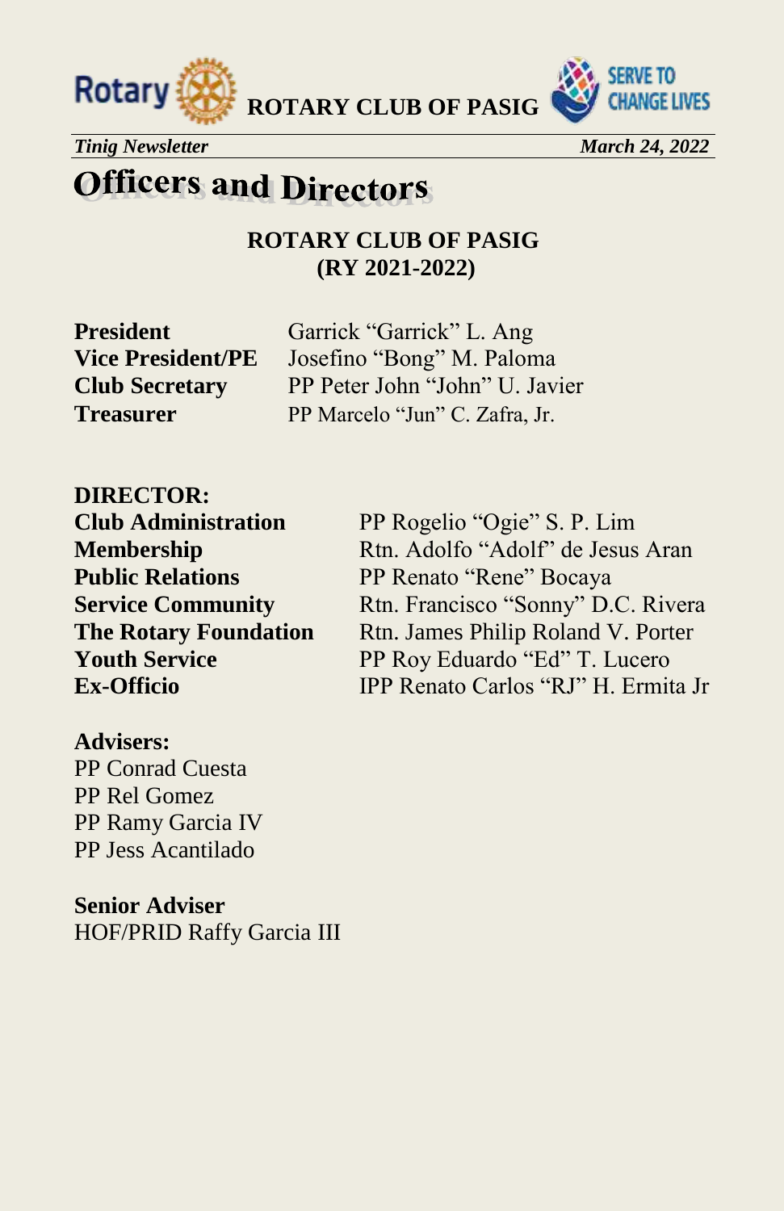# Officers and Directors

**ROTARY CLUB OF PASIG**
**(RY 2021-2022)**

| | |
|---|---|
| **President** | Garrick "Garrick" L. Ang |
| **Vice President/PE** | Josefino "Bong" M. Paloma |
| **Club Secretary** | PP Peter John "John" U. Javier |
| **Treasurer** | PP Marcelo "Jun" C. Zafra, Jr. |

**DIRECTOR:**

| | |
|---|---|
| **Club Administration** | PP Rogelio "Ogie" S. P. Lim |
| **Membership** | Rtn. Adolfo "Adolf" de Jesus Aran |
| **Public Relations** | PP Renato "Rene" Bocaya |
| **Service Community** | Rtn. Francisco "Sonny" D.C. Rivera |
| **The Rotary Foundation** | Rtn. James Philip Roland V. Porter |
| **Youth Service** | PP Roy Eduardo "Ed" T. Lucero |
| **Ex-Officio** | IPP Renato Carlos "RJ" H. Ermita Jr |

**Advisers:**

PP Conrad Cuesta
PP Rel Gomez
PP Ramy Garcia IV
PP Jess Acantilado

**Senior Adviser**

HOF/PRID Raffy Garcia III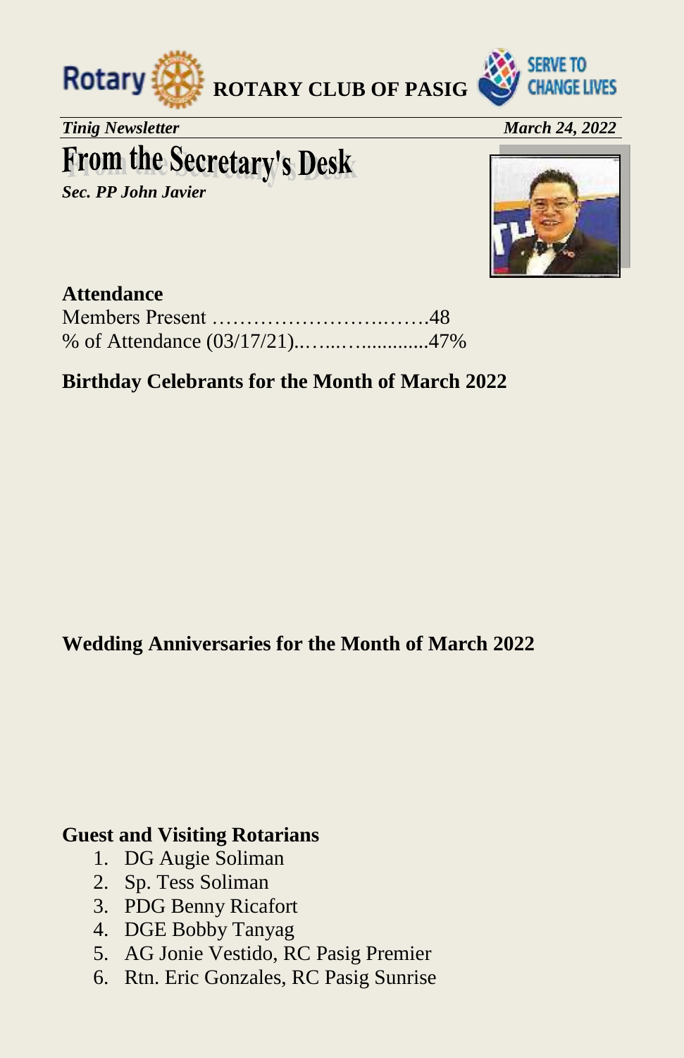**ROTARY CLUB OF PASIG**

*Tinig Newsletter* *March 24, 2022*

# From the Secretary's Desk

***Sec. PP John Javier***

**Attendance**

Members Present ………………………..…….48
% of Attendance (03/17/21)..…...…............47%

**Birthday Celebrants for the Month of March 2022**

**Wedding Anniversaries for the Month of March 2022**

**Guest and Visiting Rotarians**

1. DG Augie Soliman
2. Sp. Tess Soliman
3. PDG Benny Ricafort
4. DGE Bobby Tanyag
5. AG Jonie Vestido, RC Pasig Premier
6. Rtn. Eric Gonzales, RC Pasig Sunrise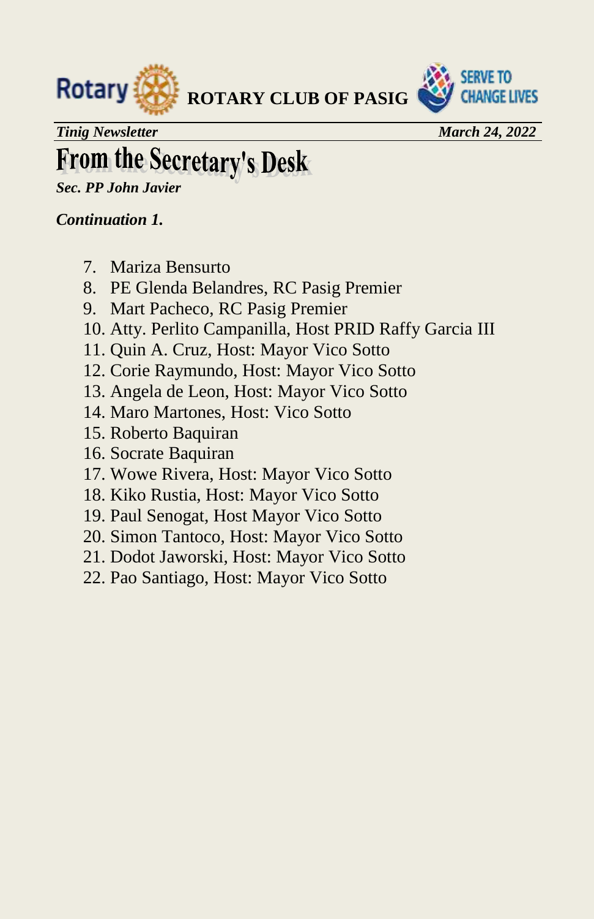# From the Secretary's Desk

***Sec. PP John Javier***

***Continuation 1.***

7. Mariza Bensurto
8. PE Glenda Belandres, RC Pasig Premier
9. Mart Pacheco, RC Pasig Premier
10. Atty. Perlito Campanilla, Host PRID Raffy Garcia III
11. Quin A. Cruz, Host: Mayor Vico Sotto
12. Corie Raymundo, Host: Mayor Vico Sotto
13. Angela de Leon, Host: Mayor Vico Sotto
14. Maro Martones, Host: Vico Sotto
15. Roberto Baquiran
16. Socrate Baquiran
17. Wowe Rivera, Host: Mayor Vico Sotto
18. Kiko Rustia, Host: Mayor Vico Sotto
19. Paul Senogat, Host Mayor Vico Sotto
20. Simon Tantoco, Host: Mayor Vico Sotto
21. Dodot Jaworski, Host: Mayor Vico Sotto
22. Pao Santiago, Host: Mayor Vico Sotto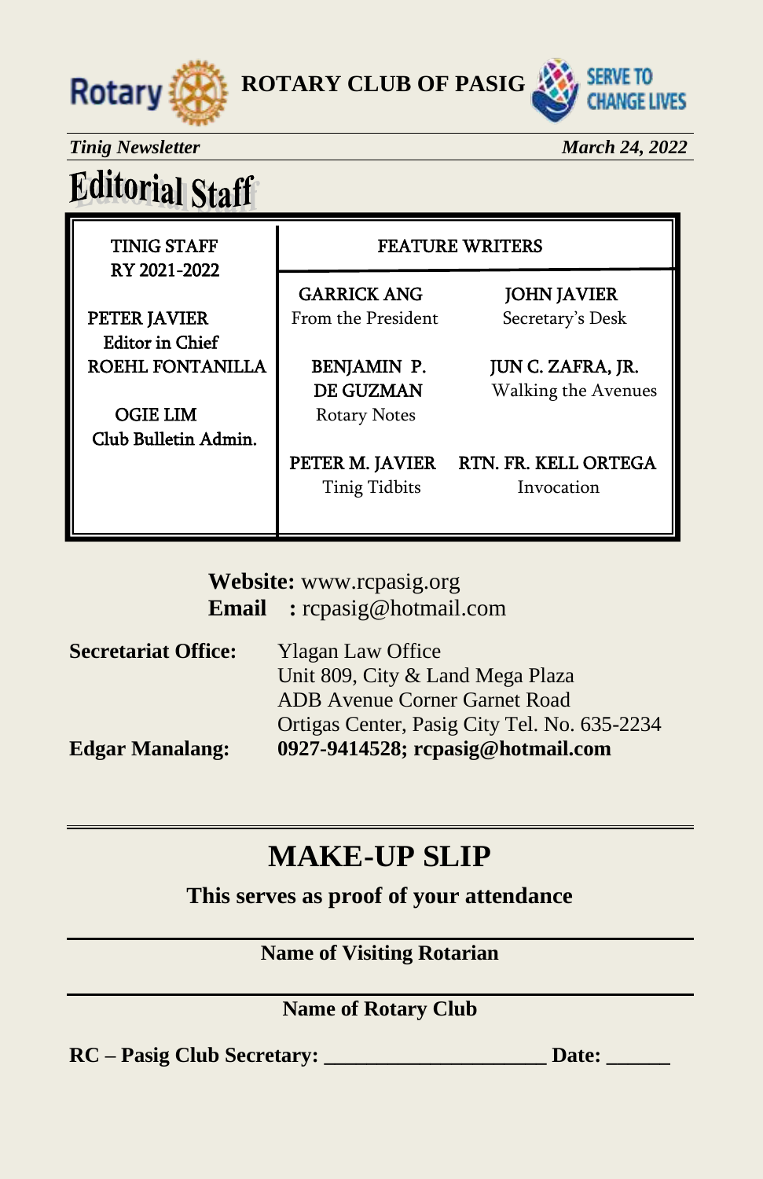ROTARY CLUB OF PASIG

SERVE TO CHANGE LIVES

*Tinig Newsletter* *March 24, 2022*

# Editorial Staff

| TINIG STAFF RY 2021-2022 | FEATURE WRITERS | |
|---|---|---|
| PETER JAVIER Editor in Chief | GARRICK ANG From the President | JOHN JAVIER Secretary's Desk |
| ROEHL FONTANILLA | BENJAMIN P. DE GUZMAN Rotary Notes | JUN C. ZAFRA, JR. Walking the Avenues |
| OGIE LIM Club Bulletin Admin. | PETER M. JAVIER Tinig Tidbits | RTN. FR. KELL ORTEGA Invocation |

**Website:** www.rcpasig.org
**Email :** rcpasig@hotmail.com

**Secretariat Office:** Ylagan Law Office
Unit 809, City & Land Mega Plaza
ADB Avenue Corner Garnet Road
Ortigas Center, Pasig City Tel. No. 635-2234

**Edgar Manalang:** **0927-9414528; rcpasig@hotmail.com**

---

# MAKE-UP SLIP

**This serves as proof of your attendance**

---

**Name of Visiting Rotarian**

---

**Name of Rotary Club**

**RC – Pasig Club Secretary: ____________________ Date: ______**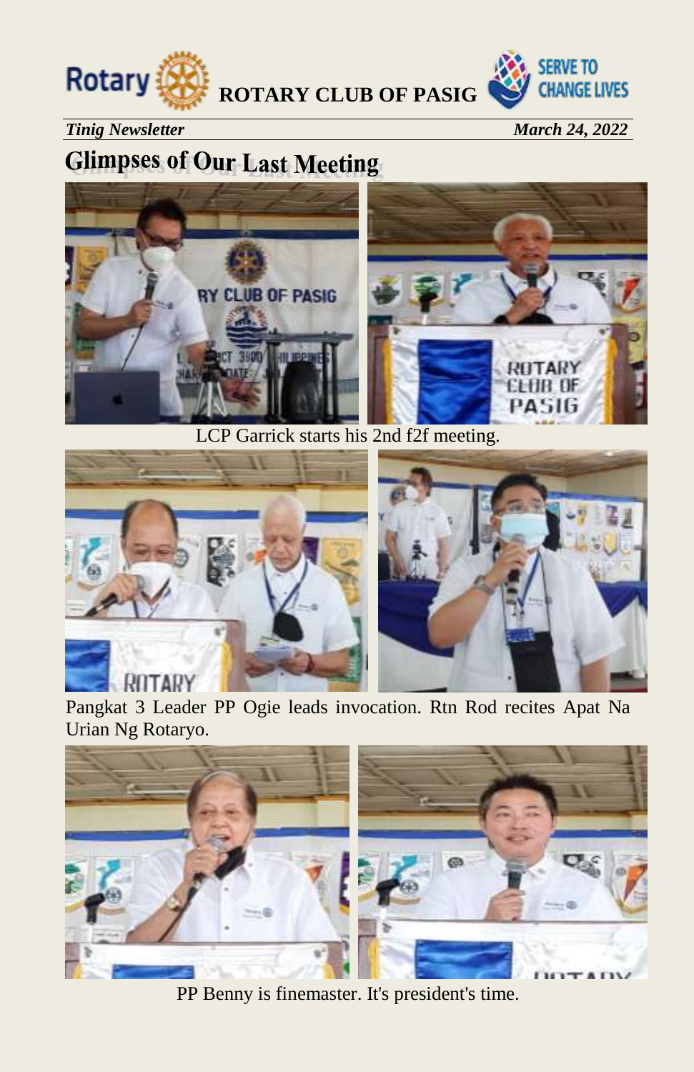## Glimpses of Our Last Meeting

LCP Garrick starts his 2nd f2f meeting.

Pangkat 3 Leader PP Ogie leads invocation. Rtn Rod recites Apat Na Urian Ng Rotaryo.

PP Benny is finemaster. It's president's time.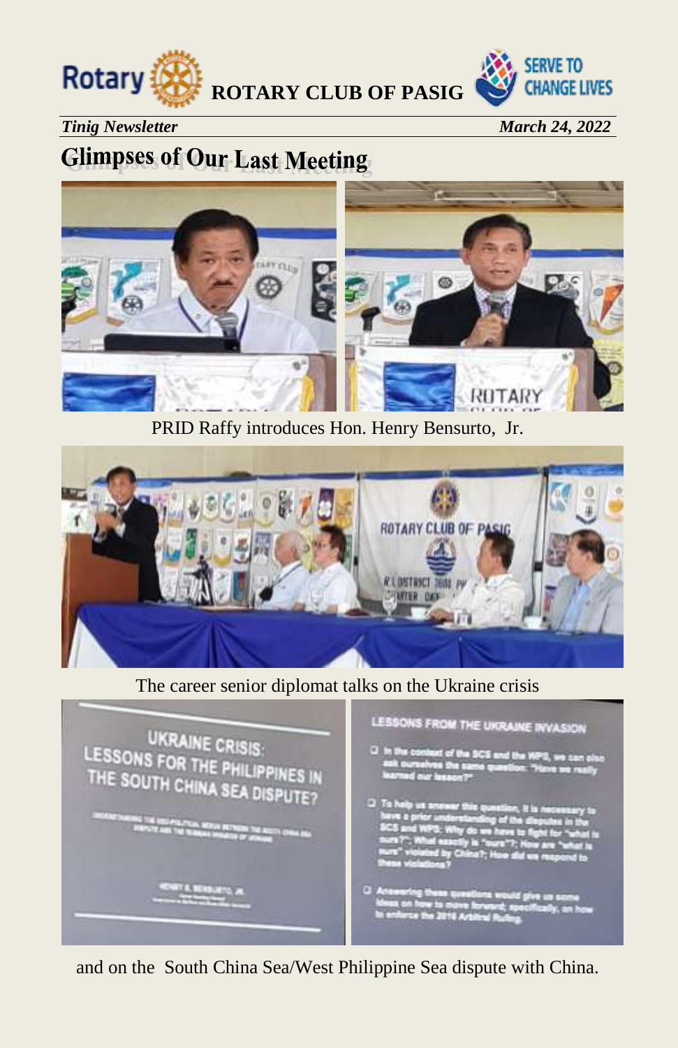ROTARY CLUB OF PASIG

*Tinig Newsletter* *March 24, 2022*

# Glimpses of Our Last Meeting

PRID Raffy introduces Hon. Henry Bensurto, Jr.

The career senior diplomat talks on the Ukraine crisis

and on the South China Sea/West Philippine Sea dispute with China.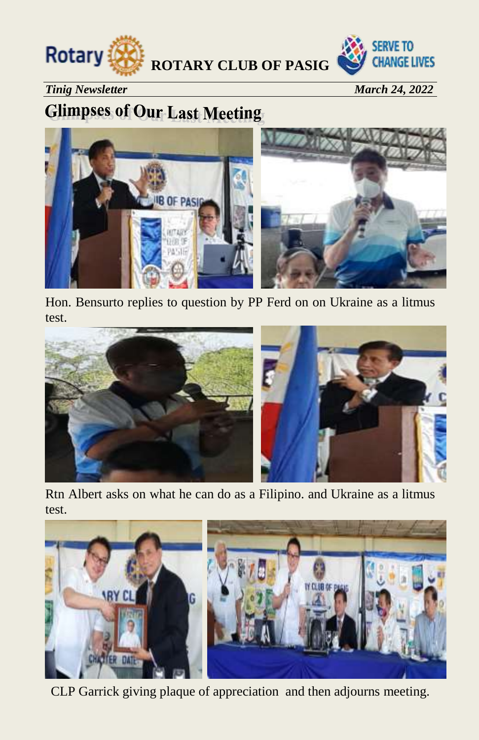**ROTARY CLUB OF PASIG**

*Tinig Newsletter* *March 24, 2022*

# Glimpses of Our Last Meeting

Hon. Bensurto replies to question by PP Ferd on on Ukraine as a litmus test.

Rtn Albert asks on what he can do as a Filipino. and Ukraine as a litmus test.

CLP Garrick giving plaque of appreciation and then adjourns meeting.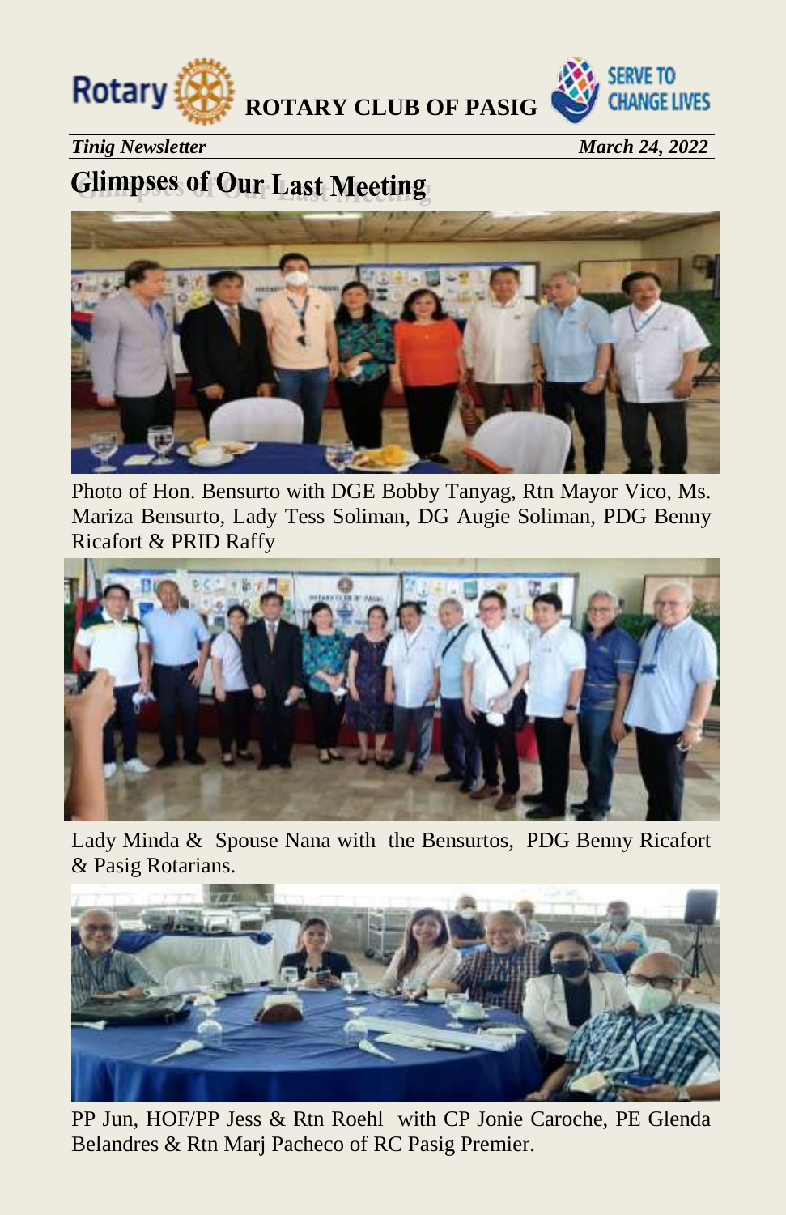## Glimpses of Our Last Meeting

Photo of Hon. Bensurto with DGE Bobby Tanyag, Rtn Mayor Vico, Ms. Mariza Bensurto, Lady Tess Soliman, DG Augie Soliman, PDG Benny Ricafort & PRID Raffy

Lady Minda & Spouse Nana with the Bensurtos, PDG Benny Ricafort & Pasig Rotarians.

PP Jun, HOF/PP Jess & Rtn Roehl with CP Jonie Caroche, PE Glenda Belandres & Rtn Marj Pacheco of RC Pasig Premier.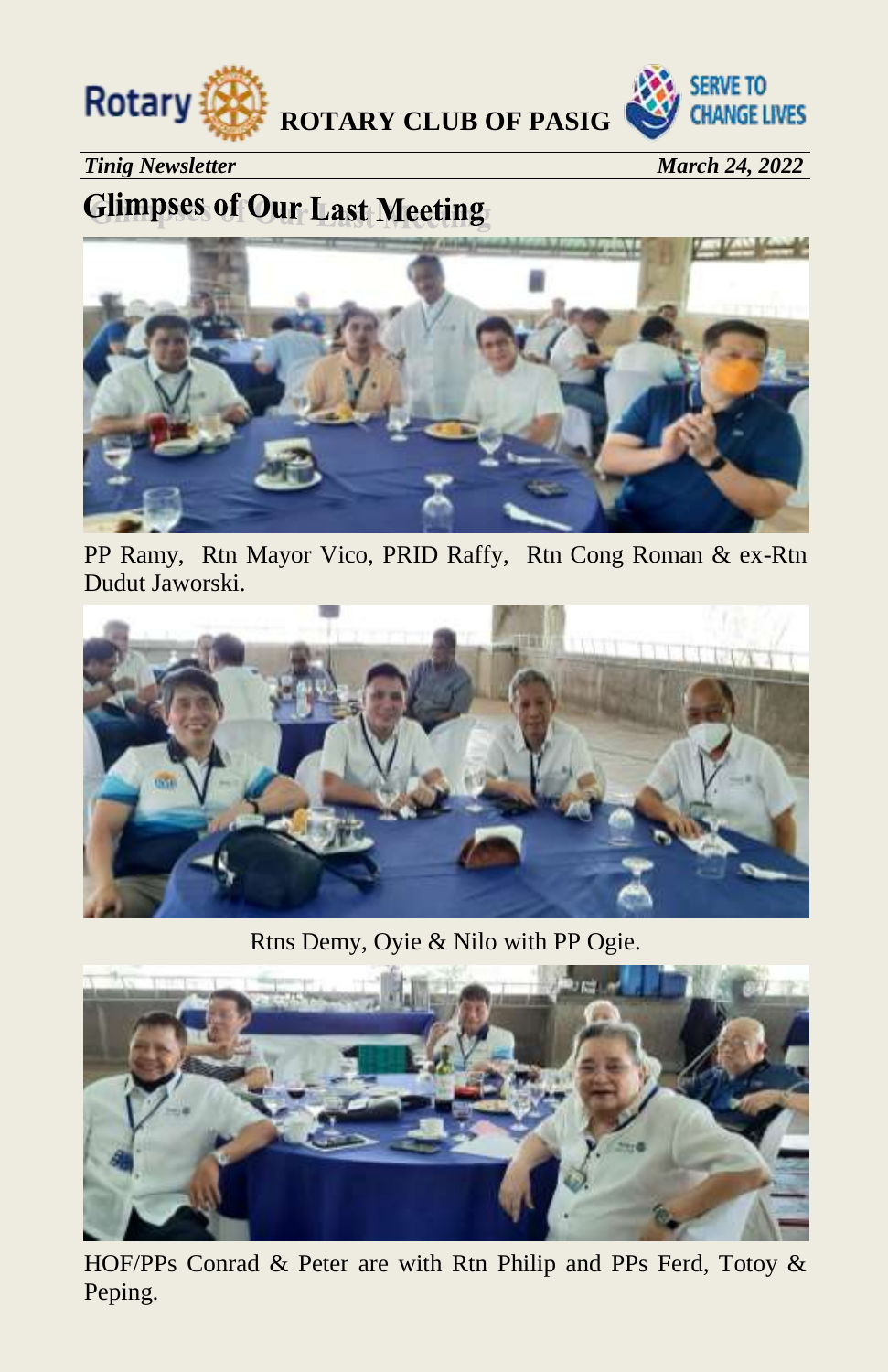## Glimpses of Our Last Meeting

PP Ramy, Rtn Mayor Vico, PRID Raffy, Rtn Cong Roman & ex-Rtn Dudut Jaworski.

Rtns Demy, Oyie & Nilo with PP Ogie.

HOF/PPs Conrad & Peter are with Rtn Philip and PPs Ferd, Totoy & Peping.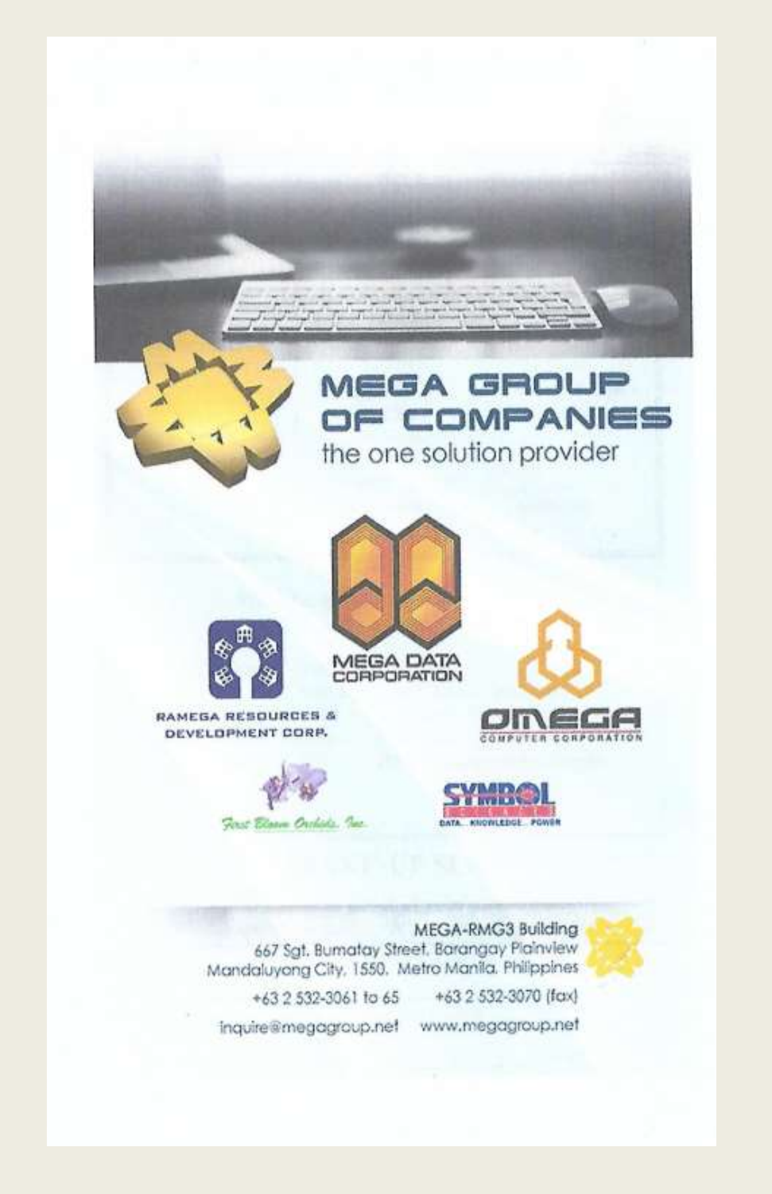# MEGA GROUP OF COMPANIES

the one solution provider

MEGA DATA CORPORATION

RAMEGA RESOURCES & DEVELOPMENT CORP.

OMEGA COMPUTER CORPORATION

First Bloom Orchids, Inc.

SYMBOL

DATA... KNOWLEDGE... POWER

MEGA-RMG3 Building
667 Sgt. Bumatay Street, Barangay Plainview
Mandaluyong City, 1550, Metro Manila, Philippines

+63 2 532-3061 to 65 +63 2 532-3070 (fax)

inquire@megagroup.net www.megagroup.net